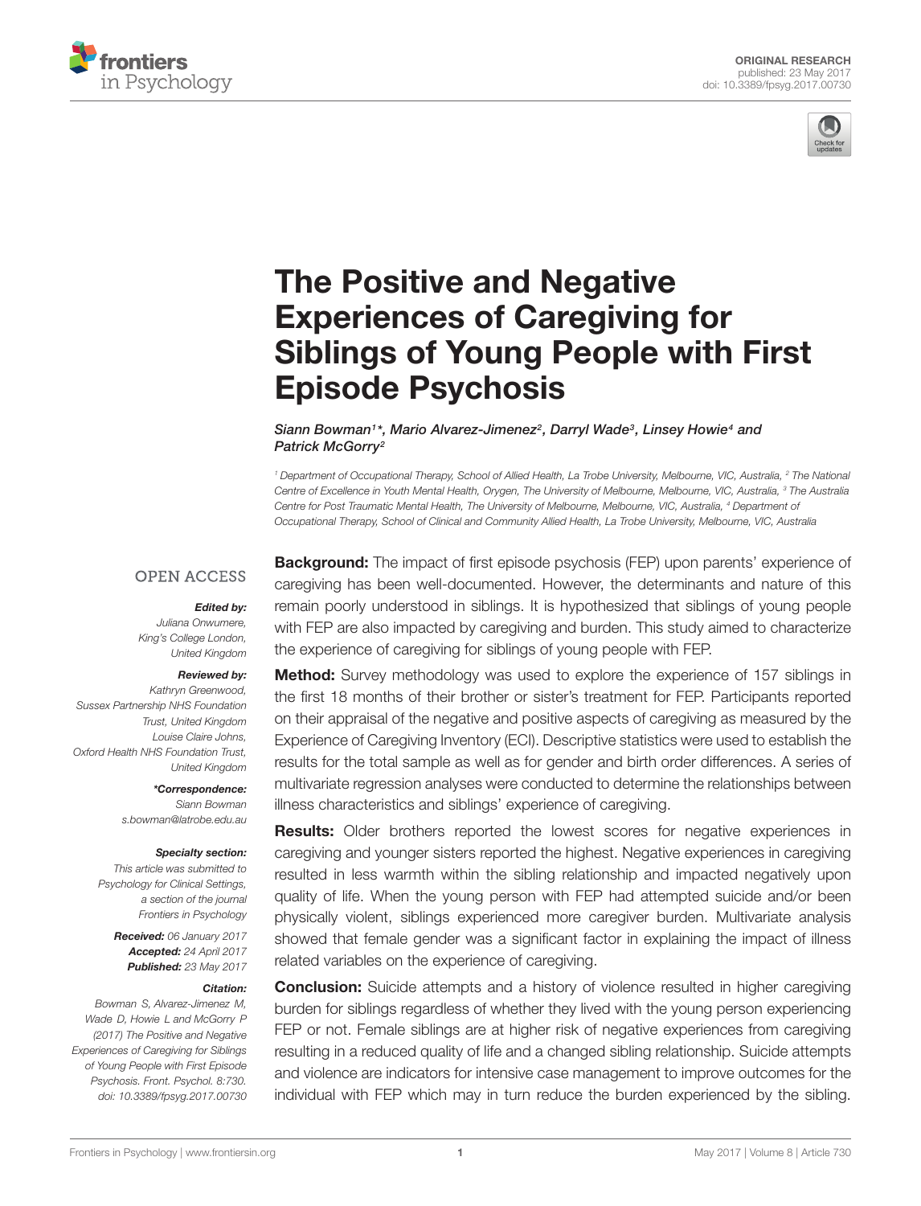ORIGINAL RESEARCH
published: 23 May 2017
doi: 10.3389/fpsyg.2017.00730

# The Positive and Negative Experiences of Caregiving for Siblings of Young People with First Episode Psychosis

*Siann Bowman[1]\*, Mario Alvarez-Jimenez[2], Darryl Wade[3], Linsey Howie[4] and Patrick McGorry[2]*

[1] Department of Occupational Therapy, School of Allied Health, La Trobe University, Melbourne, VIC, Australia, [2] The National Centre of Excellence in Youth Mental Health, Orygen, The University of Melbourne, Melbourne, VIC, Australia, [3] The Australia Centre for Post Traumatic Mental Health, The University of Melbourne, Melbourne, VIC, Australia, [4] Department of Occupational Therapy, School of Clinical and Community Allied Health, La Trobe University, Melbourne, VIC, Australia

OPEN ACCESS

***Edited by:***
*Juliana Onwumere, King's College London, United Kingdom*

***Reviewed by:***
*Kathryn Greenwood, Sussex Partnership NHS Foundation Trust, United Kingdom*
*Louise Claire Johns, Oxford Health NHS Foundation Trust, United Kingdom*

***\*Correspondence:***
*Siann Bowman*
*s.bowman@latrobe.edu.au*

***Specialty section:***
*This article was submitted to Psychology for Clinical Settings, a section of the journal Frontiers in Psychology*

***Received:*** *06 January 2017*
***Accepted:*** *24 April 2017*
***Published:*** *23 May 2017*

***Citation:***
*Bowman S, Alvarez-Jimenez M, Wade D, Howie L and McGorry P (2017) The Positive and Negative Experiences of Caregiving for Siblings of Young People with First Episode Psychosis. Front. Psychol. 8:730. doi: 10.3389/fpsyg.2017.00730*

**Background:** The impact of first episode psychosis (FEP) upon parents' experience of caregiving has been well-documented. However, the determinants and nature of this remain poorly understood in siblings. It is hypothesized that siblings of young people with FEP are also impacted by caregiving and burden. This study aimed to characterize the experience of caregiving for siblings of young people with FEP.

**Method:** Survey methodology was used to explore the experience of 157 siblings in the first 18 months of their brother or sister's treatment for FEP. Participants reported on their appraisal of the negative and positive aspects of caregiving as measured by the Experience of Caregiving Inventory (ECI). Descriptive statistics were used to establish the results for the total sample as well as for gender and birth order differences. A series of multivariate regression analyses were conducted to determine the relationships between illness characteristics and siblings' experience of caregiving.

**Results:** Older brothers reported the lowest scores for negative experiences in caregiving and younger sisters reported the highest. Negative experiences in caregiving resulted in less warmth within the sibling relationship and impacted negatively upon quality of life. When the young person with FEP had attempted suicide and/or been physically violent, siblings experienced more caregiver burden. Multivariate analysis showed that female gender was a significant factor in explaining the impact of illness related variables on the experience of caregiving.

**Conclusion:** Suicide attempts and a history of violence resulted in higher caregiving burden for siblings regardless of whether they lived with the young person experiencing FEP or not. Female siblings are at higher risk of negative experiences from caregiving resulting in a reduced quality of life and a changed sibling relationship. Suicide attempts and violence are indicators for intensive case management to improve outcomes for the individual with FEP which may in turn reduce the burden experienced by the sibling.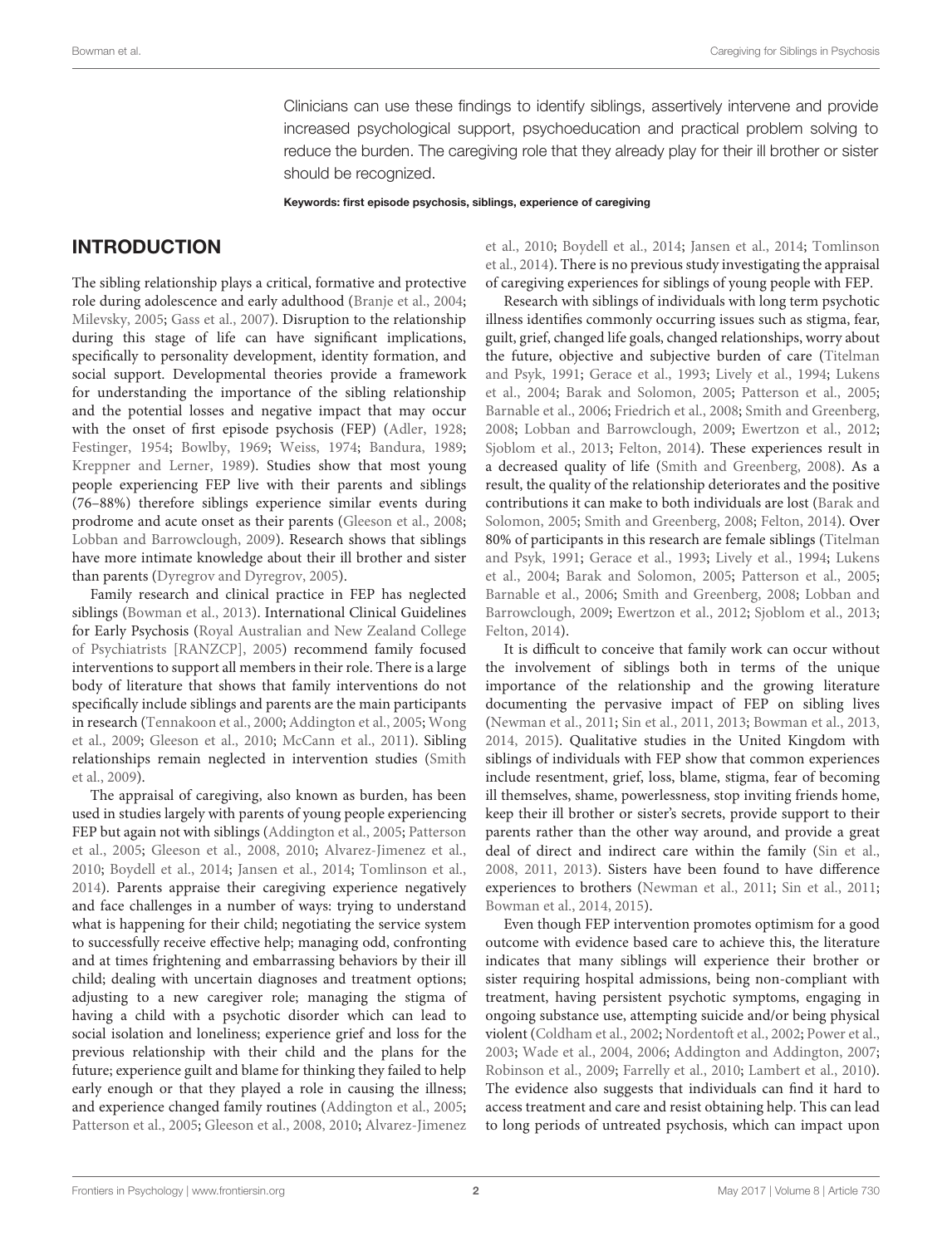Clinicians can use these findings to identify siblings, assertively intervene and provide increased psychological support, psychoeducation and practical problem solving to reduce the burden. The caregiving role that they already play for their ill brother or sister should be recognized.

**Keywords: first episode psychosis, siblings, experience of caregiving**

## INTRODUCTION

The sibling relationship plays a critical, formative and protective role during adolescence and early adulthood (Branje et al., 2004; Milevsky, 2005; Gass et al., 2007). Disruption to the relationship during this stage of life can have significant implications, specifically to personality development, identity formation, and social support. Developmental theories provide a framework for understanding the importance of the sibling relationship and the potential losses and negative impact that may occur with the onset of first episode psychosis (FEP) (Adler, 1928; Festinger, 1954; Bowlby, 1969; Weiss, 1974; Bandura, 1989; Kreppner and Lerner, 1989). Studies show that most young people experiencing FEP live with their parents and siblings (76–88%) therefore siblings experience similar events during prodrome and acute onset as their parents (Gleeson et al., 2008; Lobban and Barrowclough, 2009). Research shows that siblings have more intimate knowledge about their ill brother and sister than parents (Dyregrov and Dyregrov, 2005).

Family research and clinical practice in FEP has neglected siblings (Bowman et al., 2013). International Clinical Guidelines for Early Psychosis (Royal Australian and New Zealand College of Psychiatrists [RANZCP], 2005) recommend family focused interventions to support all members in their role. There is a large body of literature that shows that family interventions do not specifically include siblings and parents are the main participants in research (Tennakoon et al., 2000; Addington et al., 2005; Wong et al., 2009; Gleeson et al., 2010; McCann et al., 2011). Sibling relationships remain neglected in intervention studies (Smith et al., 2009).

The appraisal of caregiving, also known as burden, has been used in studies largely with parents of young people experiencing FEP but again not with siblings (Addington et al., 2005; Patterson et al., 2005; Gleeson et al., 2008, 2010; Alvarez-Jimenez et al., 2010; Boydell et al., 2014; Jansen et al., 2014; Tomlinson et al., 2014). Parents appraise their caregiving experience negatively and face challenges in a number of ways: trying to understand what is happening for their child; negotiating the service system to successfully receive effective help; managing odd, confronting and at times frightening and embarrassing behaviors by their ill child; dealing with uncertain diagnoses and treatment options; adjusting to a new caregiver role; managing the stigma of having a child with a psychotic disorder which can lead to social isolation and loneliness; experience grief and loss for the previous relationship with their child and the plans for the future; experience guilt and blame for thinking they failed to help early enough or that they played a role in causing the illness; and experience changed family routines (Addington et al., 2005; Patterson et al., 2005; Gleeson et al., 2008, 2010; Alvarez-Jimenez et al., 2010; Boydell et al., 2014; Jansen et al., 2014; Tomlinson et al., 2014). There is no previous study investigating the appraisal of caregiving experiences for siblings of young people with FEP.

Research with siblings of individuals with long term psychotic illness identifies commonly occurring issues such as stigma, fear, guilt, grief, changed life goals, changed relationships, worry about the future, objective and subjective burden of care (Titelman and Psyk, 1991; Gerace et al., 1993; Lively et al., 1994; Lukens et al., 2004; Barak and Solomon, 2005; Patterson et al., 2005; Barnable et al., 2006; Friedrich et al., 2008; Smith and Greenberg, 2008; Lobban and Barrowclough, 2009; Ewertzon et al., 2012; Sjoblom et al., 2013; Felton, 2014). These experiences result in a decreased quality of life (Smith and Greenberg, 2008). As a result, the quality of the relationship deteriorates and the positive contributions it can make to both individuals are lost (Barak and Solomon, 2005; Smith and Greenberg, 2008; Felton, 2014). Over 80% of participants in this research are female siblings (Titelman and Psyk, 1991; Gerace et al., 1993; Lively et al., 1994; Lukens et al., 2004; Barak and Solomon, 2005; Patterson et al., 2005; Barnable et al., 2006; Smith and Greenberg, 2008; Lobban and Barrowclough, 2009; Ewertzon et al., 2012; Sjoblom et al., 2013; Felton, 2014).

It is difficult to conceive that family work can occur without the involvement of siblings both in terms of the unique importance of the relationship and the growing literature documenting the pervasive impact of FEP on sibling lives (Newman et al., 2011; Sin et al., 2011, 2013; Bowman et al., 2013, 2014, 2015). Qualitative studies in the United Kingdom with siblings of individuals with FEP show that common experiences include resentment, grief, loss, blame, stigma, fear of becoming ill themselves, shame, powerlessness, stop inviting friends home, keep their ill brother or sister's secrets, provide support to their parents rather than the other way around, and provide a great deal of direct and indirect care within the family (Sin et al., 2008, 2011, 2013). Sisters have been found to have difference experiences to brothers (Newman et al., 2011; Sin et al., 2011; Bowman et al., 2014, 2015).

Even though FEP intervention promotes optimism for a good outcome with evidence based care to achieve this, the literature indicates that many siblings will experience their brother or sister requiring hospital admissions, being non-compliant with treatment, having persistent psychotic symptoms, engaging in ongoing substance use, attempting suicide and/or being physical violent (Coldham et al., 2002; Nordentoft et al., 2002; Power et al., 2003; Wade et al., 2004, 2006; Addington and Addington, 2007; Robinson et al., 2009; Farrelly et al., 2010; Lambert et al., 2010). The evidence also suggests that individuals can find it hard to access treatment and care and resist obtaining help. This can lead to long periods of untreated psychosis, which can impact upon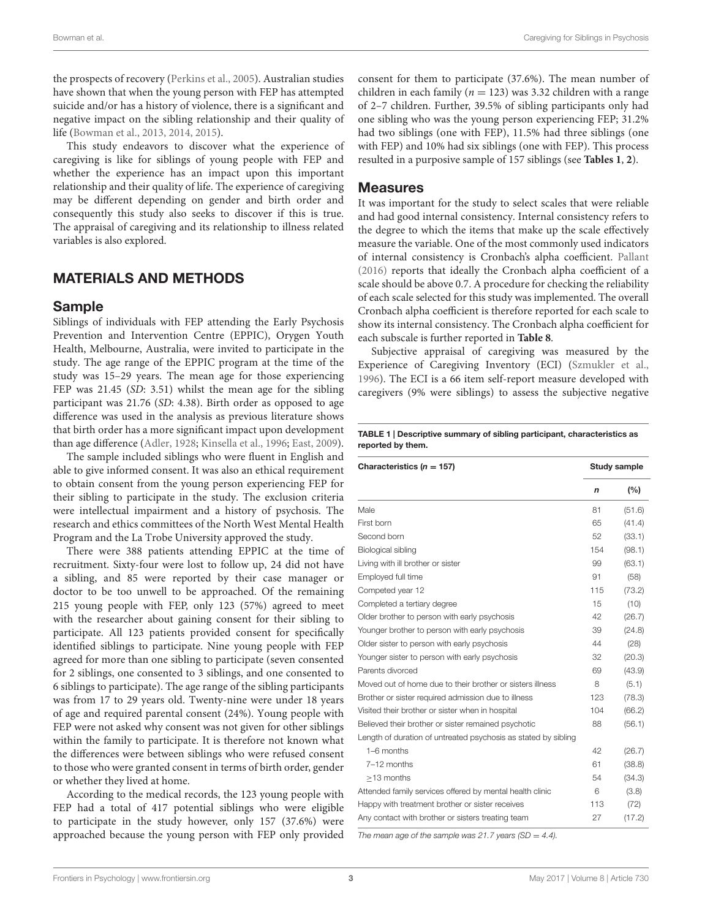the prospects of recovery (Perkins et al., 2005). Australian studies have shown that when the young person with FEP has attempted suicide and/or has a history of violence, there is a significant and negative impact on the sibling relationship and their quality of life (Bowman et al., 2013, 2014, 2015).

This study endeavors to discover what the experience of caregiving is like for siblings of young people with FEP and whether the experience has an impact upon this important relationship and their quality of life. The experience of caregiving may be different depending on gender and birth order and consequently this study also seeks to discover if this is true. The appraisal of caregiving and its relationship to illness related variables is also explored.

## MATERIALS AND METHODS

### Sample

Siblings of individuals with FEP attending the Early Psychosis Prevention and Intervention Centre (EPPIC), Orygen Youth Health, Melbourne, Australia, were invited to participate in the study. The age range of the EPPIC program at the time of the study was 15–29 years. The mean age for those experiencing FEP was 21.45 (*SD*: 3.51) whilst the mean age for the sibling participant was 21.76 (*SD*: 4.38). Birth order as opposed to age difference was used in the analysis as previous literature shows that birth order has a more significant impact upon development than age difference (Adler, 1928; Kinsella et al., 1996; East, 2009).

The sample included siblings who were fluent in English and able to give informed consent. It was also an ethical requirement to obtain consent from the young person experiencing FEP for their sibling to participate in the study. The exclusion criteria were intellectual impairment and a history of psychosis. The research and ethics committees of the North West Mental Health Program and the La Trobe University approved the study.

There were 388 patients attending EPPIC at the time of recruitment. Sixty-four were lost to follow up, 24 did not have a sibling, and 85 were reported by their case manager or doctor to be too unwell to be approached. Of the remaining 215 young people with FEP, only 123 (57%) agreed to meet with the researcher about gaining consent for their sibling to participate. All 123 patients provided consent for specifically identified siblings to participate. Nine young people with FEP agreed for more than one sibling to participate (seven consented for 2 siblings, one consented to 3 siblings, and one consented to 6 siblings to participate). The age range of the sibling participants was from 17 to 29 years old. Twenty-nine were under 18 years of age and required parental consent (24%). Young people with FEP were not asked why consent was not given for other siblings within the family to participate. It is therefore not known what the differences were between siblings who were refused consent to those who were granted consent in terms of birth order, gender or whether they lived at home.

According to the medical records, the 123 young people with FEP had a total of 417 potential siblings who were eligible to participate in the study however, only 157 (37.6%) were approached because the young person with FEP only provided consent for them to participate (37.6%). The mean number of children in each family ($n = 123$) was 3.32 children with a range of 2–7 children. Further, 39.5% of sibling participants only had one sibling who was the young person experiencing FEP; 31.2% had two siblings (one with FEP), 11.5% had three siblings (one with FEP) and 10% had six siblings (one with FEP). This process resulted in a purposive sample of 157 siblings (see **Tables 1**, **2**).

### Measures

It was important for the study to select scales that were reliable and had good internal consistency. Internal consistency refers to the degree to which the items that make up the scale effectively measure the variable. One of the most commonly used indicators of internal consistency is Cronbach's alpha coefficient. Pallant (2016) reports that ideally the Cronbach alpha coefficient of a scale should be above 0.7. A procedure for checking the reliability of each scale selected for this study was implemented. The overall Cronbach alpha coefficient is therefore reported for each scale to show its internal consistency. The Cronbach alpha coefficient for each subscale is further reported in **Table 8**.

Subjective appraisal of caregiving was measured by the Experience of Caregiving Inventory (ECI) (Szmukler et al., 1996). The ECI is a 66 item self-report measure developed with caregivers (9% were siblings) to assess the subjective negative

**TABLE 1 | Descriptive summary of sibling participant, characteristics as reported by them.**

| Characteristics ($n = 157$) | Study sample | |
|---|---|---|
| | ***n*** | **(%)** |
| Male | 81 | (51.6) |
| First born | 65 | (41.4) |
| Second born | 52 | (33.1) |
| Biological sibling | 154 | (98.1) |
| Living with ill brother or sister | 99 | (63.1) |
| Employed full time | 91 | (58) |
| Competed year 12 | 115 | (73.2) |
| Completed a tertiary degree | 15 | (10) |
| Older brother to person with early psychosis | 42 | (26.7) |
| Younger brother to person with early psychosis | 39 | (24.8) |
| Older sister to person with early psychosis | 44 | (28) |
| Younger sister to person with early psychosis | 32 | (20.3) |
| Parents divorced | 69 | (43.9) |
| Moved out of home due to their brother or sisters illness | 8 | (5.1) |
| Brother or sister required admission due to illness | 123 | (78.3) |
| Visited their brother or sister when in hospital | 104 | (66.2) |
| Believed their brother or sister remained psychotic | 88 | (56.1) |
| Length of duration of untreated psychosis as stated by sibling | | |
| 1–6 months | 42 | (26.7) |
| 7–12 months | 61 | (38.8) |
| ≥13 months | 54 | (34.3) |
| Attended family services offered by mental health clinic | 6 | (3.8) |
| Happy with treatment brother or sister receives | 113 | (72) |
| Any contact with brother or sisters treating team | 27 | (17.2) |

*The mean age of the sample was 21.7 years (SD = 4.4).*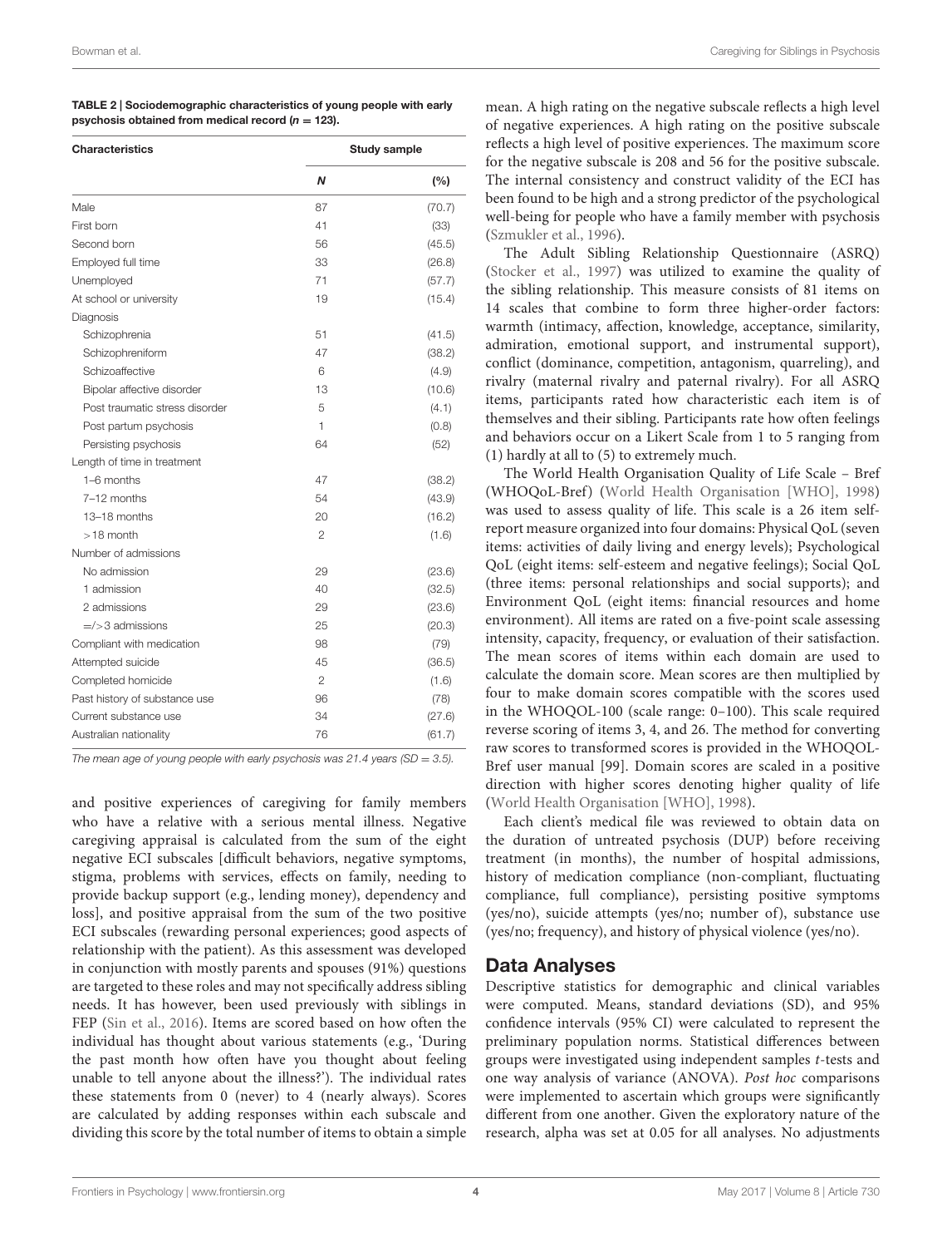**TABLE 2 | Sociodemographic characteristics of young people with early psychosis obtained from medical record ($n$ = 123).**

| Characteristics | Study sample | |
|---|---|---|
| | ***N*** | **(%)** |
| Male | 87 | (70.7) |
| First born | 41 | (33) |
| Second born | 56 | (45.5) |
| Employed full time | 33 | (26.8) |
| Unemployed | 71 | (57.7) |
| At school or university | 19 | (15.4) |
| Diagnosis | | |
| Schizophrenia | 51 | (41.5) |
| Schizophreniform | 47 | (38.2) |
| Schizoaffective | 6 | (4.9) |
| Bipolar affective disorder | 13 | (10.6) |
| Post traumatic stress disorder | 5 | (4.1) |
| Post partum psychosis | 1 | (0.8) |
| Persisting psychosis | 64 | (52) |
| Length of time in treatment | | |
| 1–6 months | 47 | (38.2) |
| 7–12 months | 54 | (43.9) |
| 13–18 months | 20 | (16.2) |
| >18 month | 2 | (1.6) |
| Number of admissions | | |
| No admission | 29 | (23.6) |
| 1 admission | 40 | (32.5) |
| 2 admissions | 29 | (23.6) |
| =/>3 admissions | 25 | (20.3) |
| Compliant with medication | 98 | (79) |
| Attempted suicide | 45 | (36.5) |
| Completed homicide | 2 | (1.6) |
| Past history of substance use | 96 | (78) |
| Current substance use | 34 | (27.6) |
| Australian nationality | 76 | (61.7) |

*The mean age of young people with early psychosis was 21.4 years (SD = 3.5).*

and positive experiences of caregiving for family members who have a relative with a serious mental illness. Negative caregiving appraisal is calculated from the sum of the eight negative ECI subscales [difficult behaviors, negative symptoms, stigma, problems with services, effects on family, needing to provide backup support (e.g., lending money), dependency and loss], and positive appraisal from the sum of the two positive ECI subscales (rewarding personal experiences; good aspects of relationship with the patient). As this assessment was developed in conjunction with mostly parents and spouses (91%) questions are targeted to these roles and may not specifically address sibling needs. It has however, been used previously with siblings in FEP (Sin et al., 2016). Items are scored based on how often the individual has thought about various statements (e.g., 'During the past month how often have you thought about feeling unable to tell anyone about the illness?'). The individual rates these statements from 0 (never) to 4 (nearly always). Scores are calculated by adding responses within each subscale and dividing this score by the total number of items to obtain a simple mean. A high rating on the negative subscale reflects a high level of negative experiences. A high rating on the positive subscale reflects a high level of positive experiences. The maximum score for the negative subscale is 208 and 56 for the positive subscale. The internal consistency and construct validity of the ECI has been found to be high and a strong predictor of the psychological well-being for people who have a family member with psychosis (Szmukler et al., 1996).

The Adult Sibling Relationship Questionnaire (ASRQ) (Stocker et al., 1997) was utilized to examine the quality of the sibling relationship. This measure consists of 81 items on 14 scales that combine to form three higher-order factors: warmth (intimacy, affection, knowledge, acceptance, similarity, admiration, emotional support, and instrumental support), conflict (dominance, competition, antagonism, quarreling), and rivalry (maternal rivalry and paternal rivalry). For all ASRQ items, participants rated how characteristic each item is of themselves and their sibling. Participants rate how often feelings and behaviors occur on a Likert Scale from 1 to 5 ranging from (1) hardly at all to (5) to extremely much.

The World Health Organisation Quality of Life Scale – Bref (WHOQoL-Bref) (World Health Organisation [WHO], 1998) was used to assess quality of life. This scale is a 26 item self-report measure organized into four domains: Physical QoL (seven items: activities of daily living and energy levels); Psychological QoL (eight items: self-esteem and negative feelings); Social QoL (three items: personal relationships and social supports); and Environment QoL (eight items: financial resources and home environment). All items are rated on a five-point scale assessing intensity, capacity, frequency, or evaluation of their satisfaction. The mean scores of items within each domain are used to calculate the domain score. Mean scores are then multiplied by four to make domain scores compatible with the scores used in the WHOQOL-100 (scale range: 0–100). This scale required reverse scoring of items 3, 4, and 26. The method for converting raw scores to transformed scores is provided in the WHOQOL-Bref user manual [99]. Domain scores are scaled in a positive direction with higher scores denoting higher quality of life (World Health Organisation [WHO], 1998).

Each client's medical file was reviewed to obtain data on the duration of untreated psychosis (DUP) before receiving treatment (in months), the number of hospital admissions, history of medication compliance (non-compliant, fluctuating compliance, full compliance), persisting positive symptoms (yes/no), suicide attempts (yes/no; number of), substance use (yes/no; frequency), and history of physical violence (yes/no).

## Data Analyses

Descriptive statistics for demographic and clinical variables were computed. Means, standard deviations (SD), and 95% confidence intervals (95% CI) were calculated to represent the preliminary population norms. Statistical differences between groups were investigated using independent samples $t$-tests and one way analysis of variance (ANOVA). *Post hoc* comparisons were implemented to ascertain which groups were significantly different from one another. Given the exploratory nature of the research, alpha was set at 0.05 for all analyses. No adjustments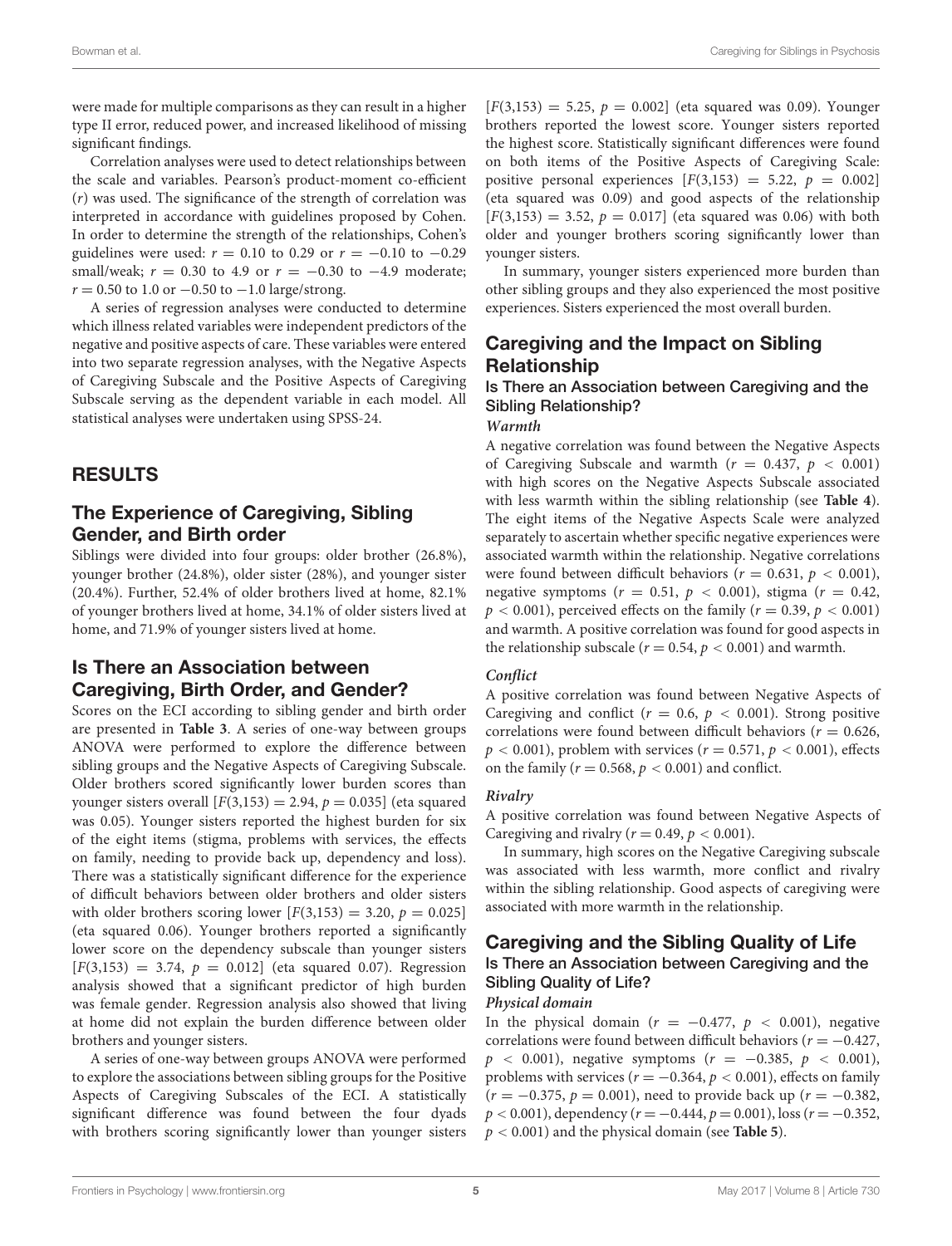were made for multiple comparisons as they can result in a higher type II error, reduced power, and increased likelihood of missing significant findings.

Correlation analyses were used to detect relationships between the scale and variables. Pearson's product-moment co-efficient ($r$) was used. The significance of the strength of correlation was interpreted in accordance with guidelines proposed by Cohen. In order to determine the strength of the relationships, Cohen's guidelines were used: $r = 0.10$ to $0.29$ or $r = -0.10$ to $-0.29$ small/weak; $r = 0.30$ to $4.9$ or $r = -0.30$ to $-4.9$ moderate; $r = 0.50$ to $1.0$ or $-0.50$ to $-1.0$ large/strong.

A series of regression analyses were conducted to determine which illness related variables were independent predictors of the negative and positive aspects of care. These variables were entered into two separate regression analyses, with the Negative Aspects of Caregiving Subscale and the Positive Aspects of Caregiving Subscale serving as the dependent variable in each model. All statistical analyses were undertaken using SPSS-24.

# RESULTS

## The Experience of Caregiving, Sibling Gender, and Birth order

Siblings were divided into four groups: older brother (26.8%), younger brother (24.8%), older sister (28%), and younger sister (20.4%). Further, 52.4% of older brothers lived at home, 82.1% of younger brothers lived at home, 34.1% of older sisters lived at home, and 71.9% of younger sisters lived at home.

## Is There an Association between Caregiving, Birth Order, and Gender?

Scores on the ECI according to sibling gender and birth order are presented in **Table 3**. A series of one-way between groups ANOVA were performed to explore the difference between sibling groups and the Negative Aspects of Caregiving Subscale. Older brothers scored significantly lower burden scores than younger sisters overall [$F(3,153) = 2.94$, $p = 0.035$] (eta squared was 0.05). Younger sisters reported the highest burden for six of the eight items (stigma, problems with services, the effects on family, needing to provide back up, dependency and loss). There was a statistically significant difference for the experience of difficult behaviors between older brothers and older sisters with older brothers scoring lower [$F(3,153) = 3.20$, $p = 0.025$] (eta squared 0.06). Younger brothers reported a significantly lower score on the dependency subscale than younger sisters [$F(3,153) = 3.74$, $p = 0.012$] (eta squared 0.07). Regression analysis showed that a significant predictor of high burden was female gender. Regression analysis also showed that living at home did not explain the burden difference between older brothers and younger sisters.

A series of one-way between groups ANOVA were performed to explore the associations between sibling groups for the Positive Aspects of Caregiving Subscales of the ECI. A statistically significant difference was found between the four dyads with brothers scoring significantly lower than younger sisters [$F(3,153) = 5.25$, $p = 0.002$] (eta squared was 0.09). Younger brothers reported the lowest score. Younger sisters reported the highest score. Statistically significant differences were found on both items of the Positive Aspects of Caregiving Scale: positive personal experiences [$F(3,153) = 5.22$, $p = 0.002$] (eta squared was 0.09) and good aspects of the relationship [$F(3,153) = 3.52$, $p = 0.017$] (eta squared was 0.06) with both older and younger brothers scoring significantly lower than younger sisters.

In summary, younger sisters experienced more burden than other sibling groups and they also experienced the most positive experiences. Sisters experienced the most overall burden.

## Caregiving and the Impact on Sibling Relationship

### Is There an Association between Caregiving and the Sibling Relationship?

#### *Warmth*

A negative correlation was found between the Negative Aspects of Caregiving Subscale and warmth ($r = 0.437$, $p < 0.001$) with high scores on the Negative Aspects Subscale associated with less warmth within the sibling relationship (see **Table 4**). The eight items of the Negative Aspects Scale were analyzed separately to ascertain whether specific negative experiences were associated warmth within the relationship. Negative correlations were found between difficult behaviors ($r = 0.631$, $p < 0.001$), negative symptoms ($r = 0.51$, $p < 0.001$), stigma ($r = 0.42$, $p < 0.001$), perceived effects on the family ($r = 0.39$, $p < 0.001$) and warmth. A positive correlation was found for good aspects in the relationship subscale ($r = 0.54$, $p < 0.001$) and warmth.

#### *Conflict*

A positive correlation was found between Negative Aspects of Caregiving and conflict ($r = 0.6$, $p < 0.001$). Strong positive correlations were found between difficult behaviors ($r = 0.626$, $p < 0.001$), problem with services ($r = 0.571$, $p < 0.001$), effects on the family ($r = 0.568$, $p < 0.001$) and conflict.

#### *Rivalry*

A positive correlation was found between Negative Aspects of Caregiving and rivalry ($r = 0.49$, $p < 0.001$).

In summary, high scores on the Negative Caregiving subscale was associated with less warmth, more conflict and rivalry within the sibling relationship. Good aspects of caregiving were associated with more warmth in the relationship.

## Caregiving and the Sibling Quality of Life

### Is There an Association between Caregiving and the Sibling Quality of Life?

#### *Physical domain*

In the physical domain ($r = -0.477$, $p < 0.001$), negative correlations were found between difficult behaviors ($r = -0.427$, $p < 0.001$), negative symptoms ($r = -0.385$, $p < 0.001$), problems with services ($r = -0.364$, $p < 0.001$), effects on family ($r = -0.375$, $p = 0.001$), need to provide back up ($r = -0.382$, $p < 0.001$), dependency ($r = -0.444$, $p = 0.001$), loss ($r = -0.352$, $p < 0.001$) and the physical domain (see **Table 5**).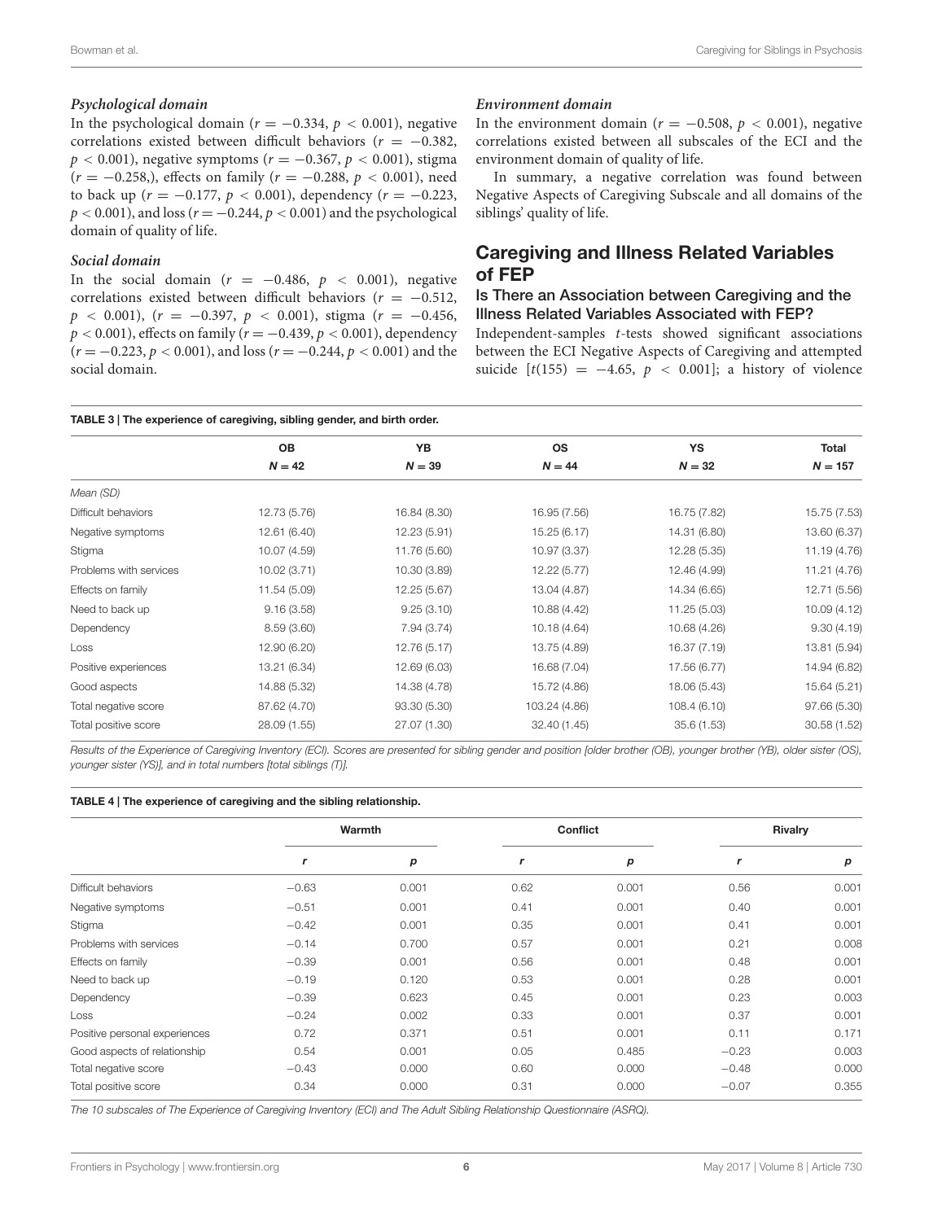#### *Psychological domain*

In the psychological domain ($r = -0.334$, $p < 0.001$), negative correlations existed between difficult behaviors ($r = -0.382$, $p < 0.001$), negative symptoms ($r = -0.367$, $p < 0.001$), stigma ($r = -0.258$,), effects on family ($r = -0.288$, $p < 0.001$), need to back up ($r = -0.177$, $p < 0.001$), dependency ($r = -0.223$, $p < 0.001$), and loss ($r = -0.244$, $p < 0.001$) and the psychological domain of quality of life.

#### *Social domain*

In the social domain ($r = -0.486$, $p < 0.001$), negative correlations existed between difficult behaviors ($r = -0.512$, $p < 0.001$), ($r = -0.397$, $p < 0.001$), stigma ($r = -0.456$, $p < 0.001$), effects on family ($r = -0.439$, $p < 0.001$), dependency ($r = -0.223$, $p < 0.001$), and loss ($r = -0.244$, $p < 0.001$) and the social domain.

#### *Environment domain*

In the environment domain ($r = -0.508$, $p < 0.001$), negative correlations existed between all subscales of the ECI and the environment domain of quality of life.

In summary, a negative correlation was found between Negative Aspects of Caregiving Subscale and all domains of the siblings' quality of life.

## Caregiving and Illness Related Variables of FEP

### Is There an Association between Caregiving and the Illness Related Variables Associated with FEP?

Independent-samples *t*-tests showed significant associations between the ECI Negative Aspects of Caregiving and attempted suicide [$t(155) = -4.65$, $p < 0.001$]; a history of violence

**TABLE 3 | The experience of caregiving, sibling gender, and birth order.**

| | OB $N = 42$ | YB $N = 39$ | OS $N = 44$ | YS $N = 32$ | Total $N = 157$ |
|---|---|---|---|---|---|
| *Mean (SD)* | | | | | |
| Difficult behaviors | 12.73 (5.76) | 16.84 (8.30) | 16.95 (7.56) | 16.75 (7.82) | 15.75 (7.53) |
| Negative symptoms | 12.61 (6.40) | 12.23 (5.91) | 15.25 (6.17) | 14.31 (6.80) | 13.60 (6.37) |
| Stigma | 10.07 (4.59) | 11.76 (5.60) | 10.97 (3.37) | 12.28 (5.35) | 11.19 (4.76) |
| Problems with services | 10.02 (3.71) | 10.30 (3.89) | 12.22 (5.77) | 12.46 (4.99) | 11.21 (4.76) |
| Effects on family | 11.54 (5.09) | 12.25 (5.67) | 13.04 (4.87) | 14.34 (6.65) | 12.71 (5.56) |
| Need to back up | 9.16 (3.58) | 9.25 (3.10) | 10.88 (4.42) | 11.25 (5.03) | 10.09 (4.12) |
| Dependency | 8.59 (3.60) | 7.94 (3.74) | 10.18 (4.64) | 10.68 (4.26) | 9.30 (4.19) |
| Loss | 12.90 (6.20) | 12.76 (5.17) | 13.75 (4.89) | 16.37 (7.19) | 13.81 (5.94) |
| Positive experiences | 13.21 (6.34) | 12.69 (6.03) | 16.68 (7.04) | 17.56 (6.77) | 14.94 (6.82) |
| Good aspects | 14.88 (5.32) | 14.38 (4.78) | 15.72 (4.86) | 18.06 (5.43) | 15.64 (5.21) |
| Total negative score | 87.62 (4.70) | 93.30 (5.30) | 103.24 (4.86) | 108.4 (6.10) | 97.66 (5.30) |
| Total positive score | 28.09 (1.55) | 27.07 (1.30) | 32.40 (1.45) | 35.6 (1.53) | 30.58 (1.52) |

*Results of the Experience of Caregiving Inventory (ECI). Scores are presented for sibling gender and position [older brother (OB), younger brother (YB), older sister (OS), younger sister (YS)], and in total numbers [total siblings (T)].*

**TABLE 4 | The experience of caregiving and the sibling relationship.**

| | Warmth | | Conflict | | Rivalry | |
|---|---|---|---|---|---|---|
| | *r* | *p* | *r* | *p* | *r* | *p* |
| Difficult behaviors | −0.63 | 0.001 | 0.62 | 0.001 | 0.56 | 0.001 |
| Negative symptoms | −0.51 | 0.001 | 0.41 | 0.001 | 0.40 | 0.001 |
| Stigma | −0.42 | 0.001 | 0.35 | 0.001 | 0.41 | 0.001 |
| Problems with services | −0.14 | 0.700 | 0.57 | 0.001 | 0.21 | 0.008 |
| Effects on family | −0.39 | 0.001 | 0.56 | 0.001 | 0.48 | 0.001 |
| Need to back up | −0.19 | 0.120 | 0.53 | 0.001 | 0.28 | 0.001 |
| Dependency | −0.39 | 0.623 | 0.45 | 0.001 | 0.23 | 0.003 |
| Loss | −0.24 | 0.002 | 0.33 | 0.001 | 0.37 | 0.001 |
| Positive personal experiences | 0.72 | 0.371 | 0.51 | 0.001 | 0.11 | 0.171 |
| Good aspects of relationship | 0.54 | 0.001 | 0.05 | 0.485 | −0.23 | 0.003 |
| Total negative score | −0.43 | 0.000 | 0.60 | 0.000 | −0.48 | 0.000 |
| Total positive score | 0.34 | 0.000 | 0.31 | 0.000 | −0.07 | 0.355 |

*The 10 subscales of The Experience of Caregiving Inventory (ECI) and The Adult Sibling Relationship Questionnaire (ASRQ).*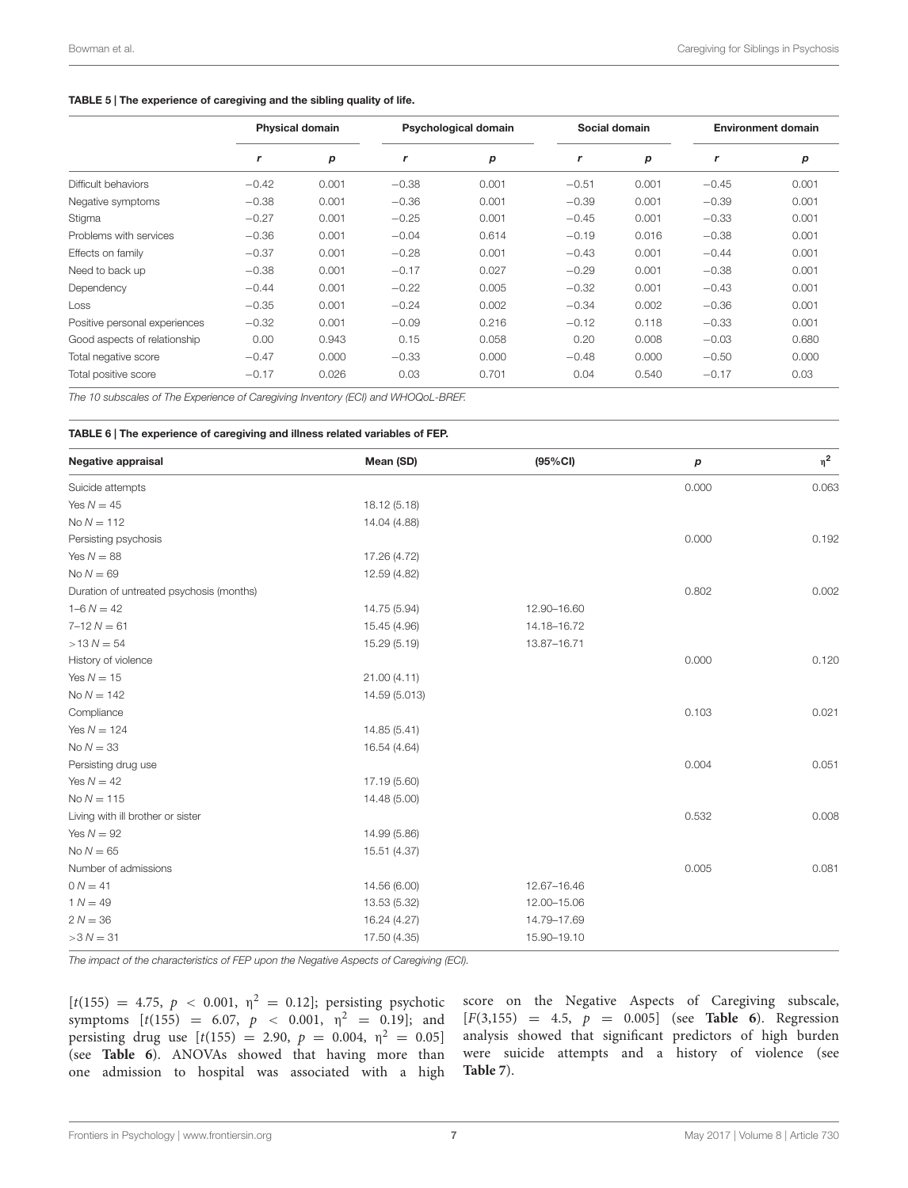**TABLE 5 | The experience of caregiving and the sibling quality of life.**

| | Physical domain | | Psychological domain | | Social domain | | Environment domain | |
|---|---|---|---|---|---|---|---|---|
| | *r* | *p* | *r* | *p* | *r* | *p* | *r* | *p* |
| Difficult behaviors | −0.42 | 0.001 | −0.38 | 0.001 | −0.51 | 0.001 | −0.45 | 0.001 |
| Negative symptoms | −0.38 | 0.001 | −0.36 | 0.001 | −0.39 | 0.001 | −0.39 | 0.001 |
| Stigma | −0.27 | 0.001 | −0.25 | 0.001 | −0.45 | 0.001 | −0.33 | 0.001 |
| Problems with services | −0.36 | 0.001 | −0.04 | 0.614 | −0.19 | 0.016 | −0.38 | 0.001 |
| Effects on family | −0.37 | 0.001 | −0.28 | 0.001 | −0.43 | 0.001 | −0.44 | 0.001 |
| Need to back up | −0.38 | 0.001 | −0.17 | 0.027 | −0.29 | 0.001 | −0.38 | 0.001 |
| Dependency | −0.44 | 0.001 | −0.22 | 0.005 | −0.32 | 0.001 | −0.43 | 0.001 |
| Loss | −0.35 | 0.001 | −0.24 | 0.002 | −0.34 | 0.002 | −0.36 | 0.001 |
| Positive personal experiences | −0.32 | 0.001 | −0.09 | 0.216 | −0.12 | 0.118 | −0.33 | 0.001 |
| Good aspects of relationship | 0.00 | 0.943 | 0.15 | 0.058 | 0.20 | 0.008 | −0.03 | 0.680 |
| Total negative score | −0.47 | 0.000 | −0.33 | 0.000 | −0.48 | 0.000 | −0.50 | 0.000 |
| Total positive score | −0.17 | 0.026 | 0.03 | 0.701 | 0.04 | 0.540 | −0.17 | 0.03 |

*The 10 subscales of The Experience of Caregiving Inventory (ECI) and WHOQoL-BREF.*

**TABLE 6 | The experience of caregiving and illness related variables of FEP.**

| Negative appraisal | Mean (SD) | (95%CI) | *p* | $\eta^2$ |
|---|---|---|---|---|
| Suicide attempts | | | 0.000 | 0.063 |
| Yes $N = 45$ | 18.12 (5.18) | | | |
| No $N = 112$ | 14.04 (4.88) | | | |
| Persisting psychosis | | | 0.000 | 0.192 |
| Yes $N = 88$ | 17.26 (4.72) | | | |
| No $N = 69$ | 12.59 (4.82) | | | |
| Duration of untreated psychosis (months) | | | 0.802 | 0.002 |
| 1–6 $N = 42$ | 14.75 (5.94) | 12.90–16.60 | | |
| 7–12 $N = 61$ | 15.45 (4.96) | 14.18–16.72 | | |
| >13 $N = 54$ | 15.29 (5.19) | 13.87–16.71 | | |
| History of violence | | | 0.000 | 0.120 |
| Yes $N = 15$ | 21.00 (4.11) | | | |
| No $N = 142$ | 14.59 (5.013) | | | |
| Compliance | | | 0.103 | 0.021 |
| Yes $N = 124$ | 14.85 (5.41) | | | |
| No $N = 33$ | 16.54 (4.64) | | | |
| Persisting drug use | | | 0.004 | 0.051 |
| Yes $N = 42$ | 17.19 (5.60) | | | |
| No $N = 115$ | 14.48 (5.00) | | | |
| Living with ill brother or sister | | | 0.532 | 0.008 |
| Yes $N = 92$ | 14.99 (5.86) | | | |
| No $N = 65$ | 15.51 (4.37) | | | |
| Number of admissions | | | 0.005 | 0.081 |
| 0 $N = 41$ | 14.56 (6.00) | 12.67–16.46 | | |
| 1 $N = 49$ | 13.53 (5.32) | 12.00–15.06 | | |
| 2 $N = 36$ | 16.24 (4.27) | 14.79–17.69 | | |
| >3 $N = 31$ | 17.50 (4.35) | 15.90–19.10 | | |

*The impact of the characteristics of FEP upon the Negative Aspects of Caregiving (ECI).*

[$t(155) = 4.75$, $p < 0.001$, $\eta^2 = 0.12$]; persisting psychotic symptoms [$t(155) = 6.07$, $p < 0.001$, $\eta^2 = 0.19$]; and persisting drug use [$t(155) = 2.90$, $p = 0.004$, $\eta^2 = 0.05$] (see **Table 6**). ANOVAs showed that having more than one admission to hospital was associated with a high score on the Negative Aspects of Caregiving subscale, [$F(3,155) = 4.5$, $p = 0.005$] (see **Table 6**). Regression analysis showed that significant predictors of high burden were suicide attempts and a history of violence (see **Table 7**).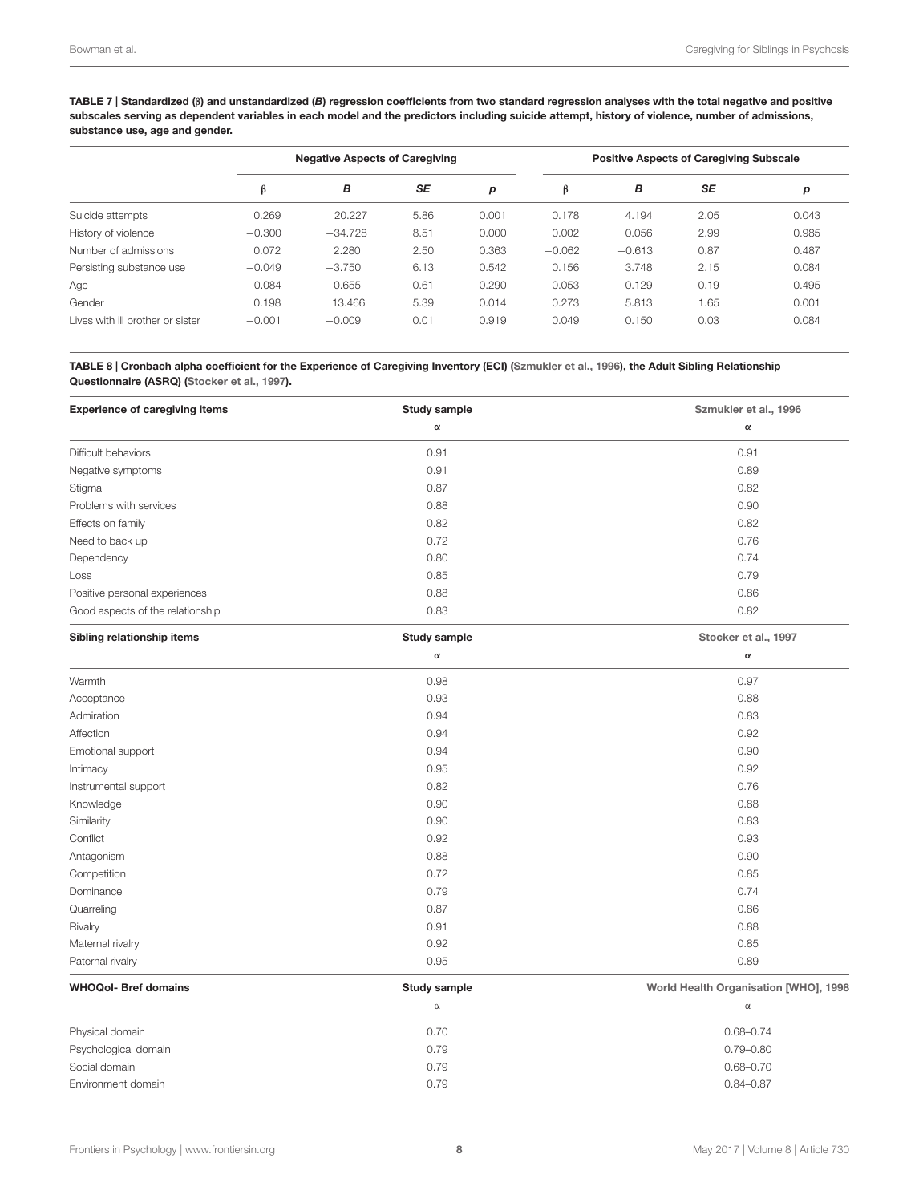**TABLE 7 | Standardized (β) and unstandardized (*B*) regression coefficients from two standard regression analyses with the total negative and positive subscales serving as dependent variables in each model and the predictors including suicide attempt, history of violence, number of admissions, substance use, age and gender.**

| | Negative Aspects of Caregiving | | | | Positive Aspects of Caregiving Subscale | | | |
|---|---|---|---|---|---|---|---|---|
| | β | *B* | *SE* | *p* | β | *B* | *SE* | *p* |
| Suicide attempts | 0.269 | 20.227 | 5.86 | 0.001 | 0.178 | 4.194 | 2.05 | 0.043 |
| History of violence | −0.300 | −34.728 | 8.51 | 0.000 | 0.002 | 0.056 | 2.99 | 0.985 |
| Number of admissions | 0.072 | 2.280 | 2.50 | 0.363 | −0.062 | −0.613 | 0.87 | 0.487 |
| Persisting substance use | −0.049 | −3.750 | 6.13 | 0.542 | 0.156 | 3.748 | 2.15 | 0.084 |
| Age | −0.084 | −0.655 | 0.61 | 0.290 | 0.053 | 0.129 | 0.19 | 0.495 |
| Gender | 0.198 | 13.466 | 5.39 | 0.014 | 0.273 | 5.813 | 1.65 | 0.001 |
| Lives with ill brother or sister | −0.001 | −0.009 | 0.01 | 0.919 | 0.049 | 0.150 | 0.03 | 0.084 |

**TABLE 8 | Cronbach alpha coefficient for the Experience of Caregiving Inventory (ECI) (Szmukler et al., 1996), the Adult Sibling Relationship Questionnaire (ASRQ) (Stocker et al., 1997).**

| Experience of caregiving items | Study sample | Szmukler et al., 1996 |
|---|---|---|
| | α | α |
| Difficult behaviors | 0.91 | 0.91 |
| Negative symptoms | 0.91 | 0.89 |
| Stigma | 0.87 | 0.82 |
| Problems with services | 0.88 | 0.90 |
| Effects on family | 0.82 | 0.82 |
| Need to back up | 0.72 | 0.76 |
| Dependency | 0.80 | 0.74 |
| Loss | 0.85 | 0.79 |
| Positive personal experiences | 0.88 | 0.86 |
| Good aspects of the relationship | 0.83 | 0.82 |
| **Sibling relationship items** | **Study sample** | **Stocker et al., 1997** |
| | α | α |
| Warmth | 0.98 | 0.97 |
| Acceptance | 0.93 | 0.88 |
| Admiration | 0.94 | 0.83 |
| Affection | 0.94 | 0.92 |
| Emotional support | 0.94 | 0.90 |
| Intimacy | 0.95 | 0.92 |
| Instrumental support | 0.82 | 0.76 |
| Knowledge | 0.90 | 0.88 |
| Similarity | 0.90 | 0.83 |
| Conflict | 0.92 | 0.93 |
| Antagonism | 0.88 | 0.90 |
| Competition | 0.72 | 0.85 |
| Dominance | 0.79 | 0.74 |
| Quarreling | 0.87 | 0.86 |
| Rivalry | 0.91 | 0.88 |
| Maternal rivalry | 0.92 | 0.85 |
| Paternal rivalry | 0.95 | 0.89 |
| **WHOQol- Bref domains** | **Study sample** | **World Health Organisation [WHO], 1998** |
| | α | α |
| Physical domain | 0.70 | 0.68–0.74 |
| Psychological domain | 0.79 | 0.79–0.80 |
| Social domain | 0.79 | 0.68–0.70 |
| Environment domain | 0.79 | 0.84–0.87 |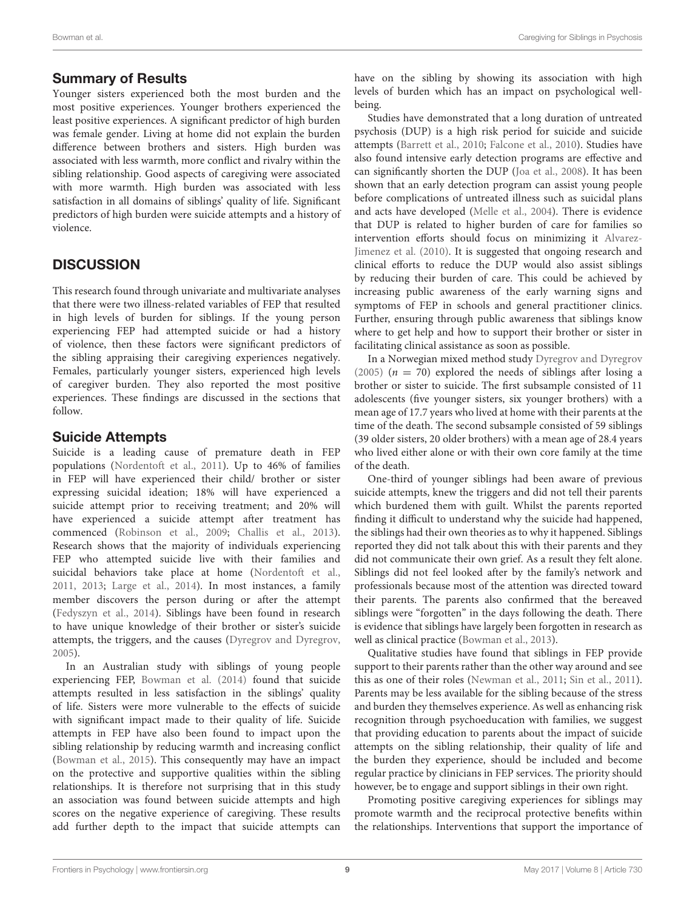## Summary of Results

Younger sisters experienced both the most burden and the most positive experiences. Younger brothers experienced the least positive experiences. A significant predictor of high burden was female gender. Living at home did not explain the burden difference between brothers and sisters. High burden was associated with less warmth, more conflict and rivalry within the sibling relationship. Good aspects of caregiving were associated with more warmth. High burden was associated with less satisfaction in all domains of siblings' quality of life. Significant predictors of high burden were suicide attempts and a history of violence.

# DISCUSSION

This research found through univariate and multivariate analyses that there were two illness-related variables of FEP that resulted in high levels of burden for siblings. If the young person experiencing FEP had attempted suicide or had a history of violence, then these factors were significant predictors of the sibling appraising their caregiving experiences negatively. Females, particularly younger sisters, experienced high levels of caregiver burden. They also reported the most positive experiences. These findings are discussed in the sections that follow.

## Suicide Attempts

Suicide is a leading cause of premature death in FEP populations (Nordentoft et al., 2011). Up to 46% of families in FEP will have experienced their child/ brother or sister expressing suicidal ideation; 18% will have experienced a suicide attempt prior to receiving treatment; and 20% will have experienced a suicide attempt after treatment has commenced (Robinson et al., 2009; Challis et al., 2013). Research shows that the majority of individuals experiencing FEP who attempted suicide live with their families and suicidal behaviors take place at home (Nordentoft et al., 2011, 2013; Large et al., 2014). In most instances, a family member discovers the person during or after the attempt (Fedyszyn et al., 2014). Siblings have been found in research to have unique knowledge of their brother or sister's suicide attempts, the triggers, and the causes (Dyregrov and Dyregrov, 2005).

In an Australian study with siblings of young people experiencing FEP, Bowman et al. (2014) found that suicide attempts resulted in less satisfaction in the siblings' quality of life. Sisters were more vulnerable to the effects of suicide with significant impact made to their quality of life. Suicide attempts in FEP have also been found to impact upon the sibling relationship by reducing warmth and increasing conflict (Bowman et al., 2015). This consequently may have an impact on the protective and supportive qualities within the sibling relationships. It is therefore not surprising that in this study an association was found between suicide attempts and high scores on the negative experience of caregiving. These results add further depth to the impact that suicide attempts can have on the sibling by showing its association with high levels of burden which has an impact on psychological well-being.

Studies have demonstrated that a long duration of untreated psychosis (DUP) is a high risk period for suicide and suicide attempts (Barrett et al., 2010; Falcone et al., 2010). Studies have also found intensive early detection programs are effective and can significantly shorten the DUP (Joa et al., 2008). It has been shown that an early detection program can assist young people before complications of untreated illness such as suicidal plans and acts have developed (Melle et al., 2004). There is evidence that DUP is related to higher burden of care for families so intervention efforts should focus on minimizing it Alvarez-Jimenez et al. (2010). It is suggested that ongoing research and clinical efforts to reduce the DUP would also assist siblings by reducing their burden of care. This could be achieved by increasing public awareness of the early warning signs and symptoms of FEP in schools and general practitioner clinics. Further, ensuring through public awareness that siblings know where to get help and how to support their brother or sister in facilitating clinical assistance as soon as possible.

In a Norwegian mixed method study Dyregrov and Dyregrov (2005) ($n = 70$) explored the needs of siblings after losing a brother or sister to suicide. The first subsample consisted of 11 adolescents (five younger sisters, six younger brothers) with a mean age of 17.7 years who lived at home with their parents at the time of the death. The second subsample consisted of 59 siblings (39 older sisters, 20 older brothers) with a mean age of 28.4 years who lived either alone or with their own core family at the time of the death.

One-third of younger siblings had been aware of previous suicide attempts, knew the triggers and did not tell their parents which burdened them with guilt. Whilst the parents reported finding it difficult to understand why the suicide had happened, the siblings had their own theories as to why it happened. Siblings reported they did not talk about this with their parents and they did not communicate their own grief. As a result they felt alone. Siblings did not feel looked after by the family's network and professionals because most of the attention was directed toward their parents. The parents also confirmed that the bereaved siblings were "forgotten" in the days following the death. There is evidence that siblings have largely been forgotten in research as well as clinical practice (Bowman et al., 2013).

Qualitative studies have found that siblings in FEP provide support to their parents rather than the other way around and see this as one of their roles (Newman et al., 2011; Sin et al., 2011). Parents may be less available for the sibling because of the stress and burden they themselves experience. As well as enhancing risk recognition through psychoeducation with families, we suggest that providing education to parents about the impact of suicide attempts on the sibling relationship, their quality of life and the burden they experience, should be included and become regular practice by clinicians in FEP services. The priority should however, be to engage and support siblings in their own right.

Promoting positive caregiving experiences for siblings may promote warmth and the reciprocal protective benefits within the relationships. Interventions that support the importance of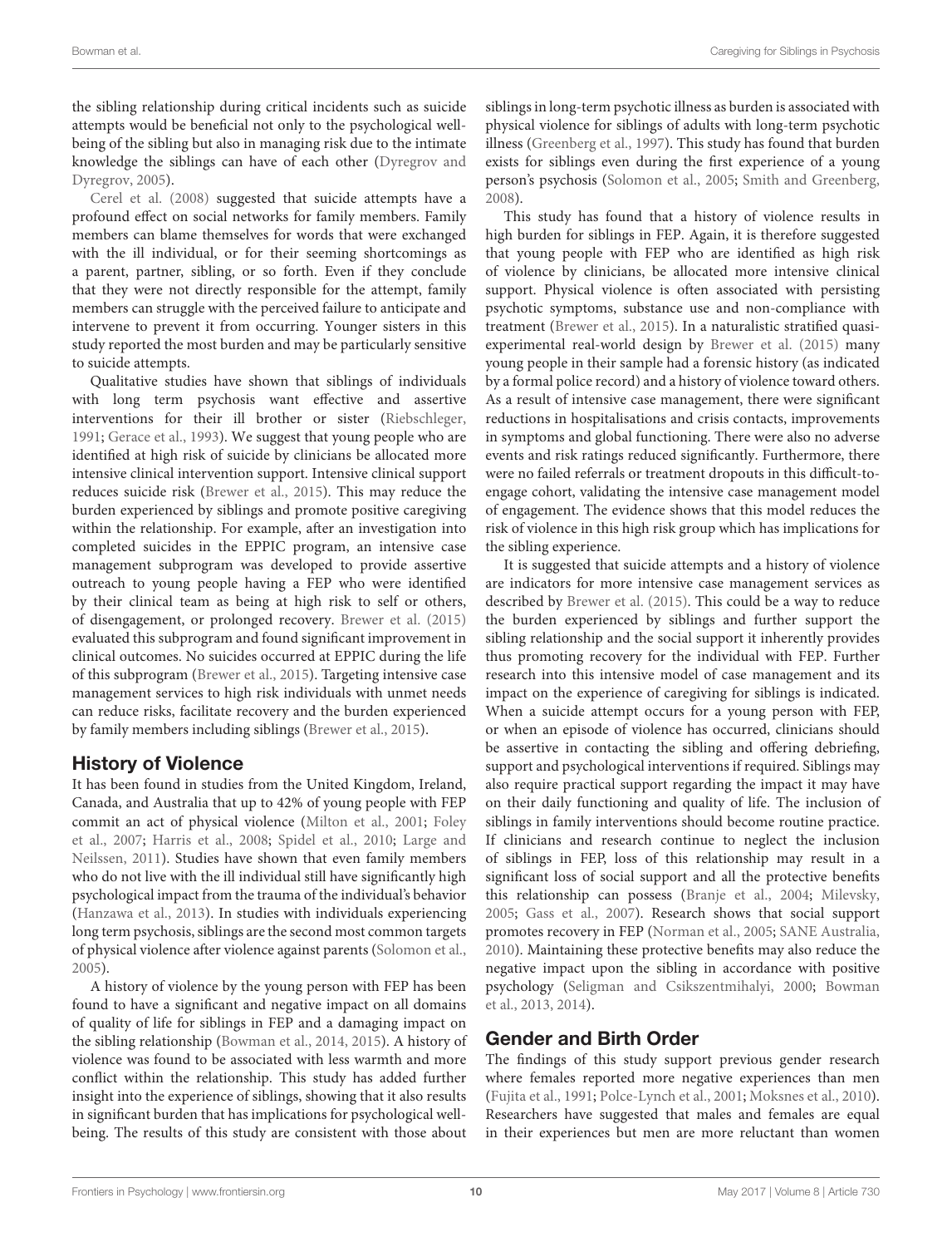the sibling relationship during critical incidents such as suicide attempts would be beneficial not only to the psychological well-being of the sibling but also in managing risk due to the intimate knowledge the siblings can have of each other (Dyregrov and Dyregrov, 2005).

Cerel et al. (2008) suggested that suicide attempts have a profound effect on social networks for family members. Family members can blame themselves for words that were exchanged with the ill individual, or for their seeming shortcomings as a parent, partner, sibling, or so forth. Even if they conclude that they were not directly responsible for the attempt, family members can struggle with the perceived failure to anticipate and intervene to prevent it from occurring. Younger sisters in this study reported the most burden and may be particularly sensitive to suicide attempts.

Qualitative studies have shown that siblings of individuals with long term psychosis want effective and assertive interventions for their ill brother or sister (Riebschleger, 1991; Gerace et al., 1993). We suggest that young people who are identified at high risk of suicide by clinicians be allocated more intensive clinical intervention support. Intensive clinical support reduces suicide risk (Brewer et al., 2015). This may reduce the burden experienced by siblings and promote positive caregiving within the relationship. For example, after an investigation into completed suicides in the EPPIC program, an intensive case management subprogram was developed to provide assertive outreach to young people having a FEP who were identified by their clinical team as being at high risk to self or others, of disengagement, or prolonged recovery. Brewer et al. (2015) evaluated this subprogram and found significant improvement in clinical outcomes. No suicides occurred at EPPIC during the life of this subprogram (Brewer et al., 2015). Targeting intensive case management services to high risk individuals with unmet needs can reduce risks, facilitate recovery and the burden experienced by family members including siblings (Brewer et al., 2015).

## History of Violence

It has been found in studies from the United Kingdom, Ireland, Canada, and Australia that up to 42% of young people with FEP commit an act of physical violence (Milton et al., 2001; Foley et al., 2007; Harris et al., 2008; Spidel et al., 2010; Large and Neilssen, 2011). Studies have shown that even family members who do not live with the ill individual still have significantly high psychological impact from the trauma of the individual's behavior (Hanzawa et al., 2013). In studies with individuals experiencing long term psychosis, siblings are the second most common targets of physical violence after violence against parents (Solomon et al., 2005).

A history of violence by the young person with FEP has been found to have a significant and negative impact on all domains of quality of life for siblings in FEP and a damaging impact on the sibling relationship (Bowman et al., 2014, 2015). A history of violence was found to be associated with less warmth and more conflict within the relationship. This study has added further insight into the experience of siblings, showing that it also results in significant burden that has implications for psychological well-being. The results of this study are consistent with those about siblings in long-term psychotic illness as burden is associated with physical violence for siblings of adults with long-term psychotic illness (Greenberg et al., 1997). This study has found that burden exists for siblings even during the first experience of a young person's psychosis (Solomon et al., 2005; Smith and Greenberg, 2008).

This study has found that a history of violence results in high burden for siblings in FEP. Again, it is therefore suggested that young people with FEP who are identified as high risk of violence by clinicians, be allocated more intensive clinical support. Physical violence is often associated with persisting psychotic symptoms, substance use and non-compliance with treatment (Brewer et al., 2015). In a naturalistic stratified quasi-experimental real-world design by Brewer et al. (2015) many young people in their sample had a forensic history (as indicated by a formal police record) and a history of violence toward others. As a result of intensive case management, there were significant reductions in hospitalisations and crisis contacts, improvements in symptoms and global functioning. There were also no adverse events and risk ratings reduced significantly. Furthermore, there were no failed referrals or treatment dropouts in this difficult-to-engage cohort, validating the intensive case management model of engagement. The evidence shows that this model reduces the risk of violence in this high risk group which has implications for the sibling experience.

It is suggested that suicide attempts and a history of violence are indicators for more intensive case management services as described by Brewer et al. (2015). This could be a way to reduce the burden experienced by siblings and further support the sibling relationship and the social support it inherently provides thus promoting recovery for the individual with FEP. Further research into this intensive model of case management and its impact on the experience of caregiving for siblings is indicated. When a suicide attempt occurs for a young person with FEP, or when an episode of violence has occurred, clinicians should be assertive in contacting the sibling and offering debriefing, support and psychological interventions if required. Siblings may also require practical support regarding the impact it may have on their daily functioning and quality of life. The inclusion of siblings in family interventions should become routine practice. If clinicians and research continue to neglect the inclusion of siblings in FEP, loss of this relationship may result in a significant loss of social support and all the protective benefits this relationship can possess (Branje et al., 2004; Milevsky, 2005; Gass et al., 2007). Research shows that social support promotes recovery in FEP (Norman et al., 2005; SANE Australia, 2010). Maintaining these protective benefits may also reduce the negative impact upon the sibling in accordance with positive psychology (Seligman and Csikszentmihalyi, 2000; Bowman et al., 2013, 2014).

## Gender and Birth Order

The findings of this study support previous gender research where females reported more negative experiences than men (Fujita et al., 1991; Polce-Lynch et al., 2001; Moksnes et al., 2010). Researchers have suggested that males and females are equal in their experiences but men are more reluctant than women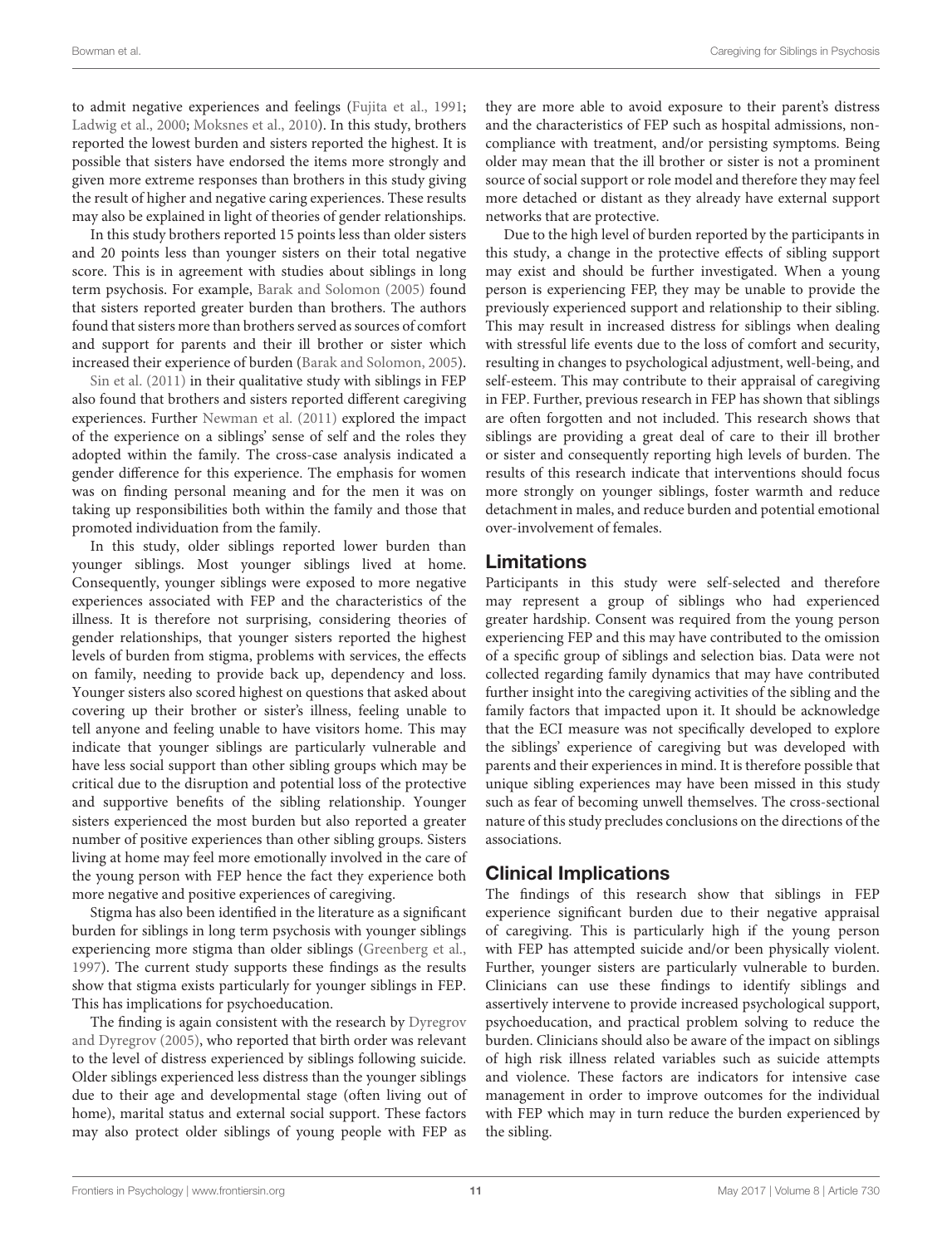to admit negative experiences and feelings (Fujita et al., 1991; Ladwig et al., 2000; Moksnes et al., 2010). In this study, brothers reported the lowest burden and sisters reported the highest. It is possible that sisters have endorsed the items more strongly and given more extreme responses than brothers in this study giving the result of higher and negative caring experiences. These results may also be explained in light of theories of gender relationships.

In this study brothers reported 15 points less than older sisters and 20 points less than younger sisters on their total negative score. This is in agreement with studies about siblings in long term psychosis. For example, Barak and Solomon (2005) found that sisters reported greater burden than brothers. The authors found that sisters more than brothers served as sources of comfort and support for parents and their ill brother or sister which increased their experience of burden (Barak and Solomon, 2005).

Sin et al. (2011) in their qualitative study with siblings in FEP also found that brothers and sisters reported different caregiving experiences. Further Newman et al. (2011) explored the impact of the experience on a siblings' sense of self and the roles they adopted within the family. The cross-case analysis indicated a gender difference for this experience. The emphasis for women was on finding personal meaning and for the men it was on taking up responsibilities both within the family and those that promoted individuation from the family.

In this study, older siblings reported lower burden than younger siblings. Most younger siblings lived at home. Consequently, younger siblings were exposed to more negative experiences associated with FEP and the characteristics of the illness. It is therefore not surprising, considering theories of gender relationships, that younger sisters reported the highest levels of burden from stigma, problems with services, the effects on family, needing to provide back up, dependency and loss. Younger sisters also scored highest on questions that asked about covering up their brother or sister's illness, feeling unable to tell anyone and feeling unable to have visitors home. This may indicate that younger siblings are particularly vulnerable and have less social support than other sibling groups which may be critical due to the disruption and potential loss of the protective and supportive benefits of the sibling relationship. Younger sisters experienced the most burden but also reported a greater number of positive experiences than other sibling groups. Sisters living at home may feel more emotionally involved in the care of the young person with FEP hence the fact they experience both more negative and positive experiences of caregiving.

Stigma has also been identified in the literature as a significant burden for siblings in long term psychosis with younger siblings experiencing more stigma than older siblings (Greenberg et al., 1997). The current study supports these findings as the results show that stigma exists particularly for younger siblings in FEP. This has implications for psychoeducation.

The finding is again consistent with the research by Dyregrov and Dyregrov (2005), who reported that birth order was relevant to the level of distress experienced by siblings following suicide. Older siblings experienced less distress than the younger siblings due to their age and developmental stage (often living out of home), marital status and external social support. These factors may also protect older siblings of young people with FEP as they are more able to avoid exposure to their parent's distress and the characteristics of FEP such as hospital admissions, non-compliance with treatment, and/or persisting symptoms. Being older may mean that the ill brother or sister is not a prominent source of social support or role model and therefore they may feel more detached or distant as they already have external support networks that are protective.

Due to the high level of burden reported by the participants in this study, a change in the protective effects of sibling support may exist and should be further investigated. When a young person is experiencing FEP, they may be unable to provide the previously experienced support and relationship to their sibling. This may result in increased distress for siblings when dealing with stressful life events due to the loss of comfort and security, resulting in changes to psychological adjustment, well-being, and self-esteem. This may contribute to their appraisal of caregiving in FEP. Further, previous research in FEP has shown that siblings are often forgotten and not included. This research shows that siblings are providing a great deal of care to their ill brother or sister and consequently reporting high levels of burden. The results of this research indicate that interventions should focus more strongly on younger siblings, foster warmth and reduce detachment in males, and reduce burden and potential emotional over-involvement of females.

## Limitations

Participants in this study were self-selected and therefore may represent a group of siblings who had experienced greater hardship. Consent was required from the young person experiencing FEP and this may have contributed to the omission of a specific group of siblings and selection bias. Data were not collected regarding family dynamics that may have contributed further insight into the caregiving activities of the sibling and the family factors that impacted upon it. It should be acknowledge that the ECI measure was not specifically developed to explore the siblings' experience of caregiving but was developed with parents and their experiences in mind. It is therefore possible that unique sibling experiences may have been missed in this study such as fear of becoming unwell themselves. The cross-sectional nature of this study precludes conclusions on the directions of the associations.

## Clinical Implications

The findings of this research show that siblings in FEP experience significant burden due to their negative appraisal of caregiving. This is particularly high if the young person with FEP has attempted suicide and/or been physically violent. Further, younger sisters are particularly vulnerable to burden. Clinicians can use these findings to identify siblings and assertively intervene to provide increased psychological support, psychoeducation, and practical problem solving to reduce the burden. Clinicians should also be aware of the impact on siblings of high risk illness related variables such as suicide attempts and violence. These factors are indicators for intensive case management in order to improve outcomes for the individual with FEP which may in turn reduce the burden experienced by the sibling.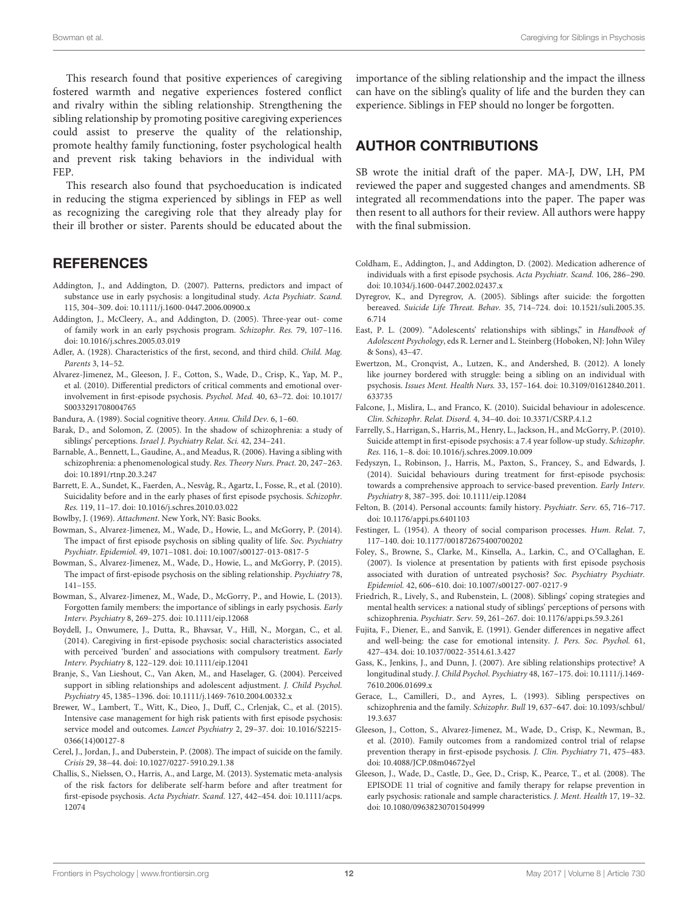This research found that positive experiences of caregiving fostered warmth and negative experiences fostered conflict and rivalry within the sibling relationship. Strengthening the sibling relationship by promoting positive caregiving experiences could assist to preserve the quality of the relationship, promote healthy family functioning, foster psychological health and prevent risk taking behaviors in the individual with FEP.

This research also found that psychoeducation is indicated in reducing the stigma experienced by siblings in FEP as well as recognizing the caregiving role that they already play for their ill brother or sister. Parents should be educated about the importance of the sibling relationship and the impact the illness can have on the sibling's quality of life and the burden they can experience. Siblings in FEP should no longer be forgotten.

## AUTHOR CONTRIBUTIONS

SB wrote the initial draft of the paper. MA-J, DW, LH, PM reviewed the paper and suggested changes and amendments. SB integrated all recommendations into the paper. The paper was then resent to all authors for their review. All authors were happy with the final submission.

## REFERENCES

Addington, J., and Addington, D. (2007). Patterns, predictors and impact of substance use in early psychosis: a longitudinal study. *Acta Psychiatr. Scand.* 115, 304–309. doi: 10.1111/j.1600-0447.2006.00900.x

Addington, J., McCleery, A., and Addington, D. (2005). Three-year out- come of family work in an early psychosis program. *Schizophr. Res.* 79, 107–116. doi: 10.1016/j.schres.2005.03.019

Adler, A. (1928). Characteristics of the first, second, and third child. *Child. Mag. Parents* 3, 14–52.

Alvarez-Jimenez, M., Gleeson, J. F., Cotton, S., Wade, D., Crisp, K., Yap, M. P., et al. (2010). Differential predictors of critical comments and emotional over-involvement in first-episode psychosis. *Psychol. Med.* 40, 63–72. doi: 10.1017/S0033291708004765

Bandura, A. (1989). Social cognitive theory. *Annu. Child Dev.* 6, 1–60.

Barak, D., and Solomon, Z. (2005). In the shadow of schizophrenia: a study of siblings' perceptions. *Israel J. Psychiatry Relat. Sci.* 42, 234–241.

Barnable, A., Bennett, L., Gaudine, A., and Meadus, R. (2006). Having a sibling with schizophrenia: a phenomenological study. *Res. Theory Nurs. Pract.* 20, 247–263. doi: 10.1891/rtnp.20.3.247

Barrett, E. A., Sundet, K., Faerden, A., Nesvåg, R., Agartz, I., Fosse, R., et al. (2010). Suicidality before and in the early phases of first episode psychosis. *Schizophr. Res.* 119, 11–17. doi: 10.1016/j.schres.2010.03.022

Bowlby, J. (1969). *Attachment*. New York, NY: Basic Books.

Bowman, S., Alvarez-Jimenez, M., Wade, D., Howie, L., and McGorry, P. (2014). The impact of first episode psychosis on sibling quality of life. *Soc. Psychiatry Psychiatr. Epidemiol.* 49, 1071–1081. doi: 10.1007/s00127-013-0817-5

Bowman, S., Alvarez-Jimenez, M., Wade, D., Howie, L., and McGorry, P. (2015). The impact of first-episode psychosis on the sibling relationship. *Psychiatry* 78, 141–155.

Bowman, S., Alvarez-Jimenez, M., Wade, D., McGorry, P., and Howie, L. (2013). Forgotten family members: the importance of siblings in early psychosis. *Early Interv. Psychiatry* 8, 269–275. doi: 10.1111/eip.12068

Boydell, J., Onwumere, J., Dutta, R., Bhavsar, V., Hill, N., Morgan, C., et al. (2014). Caregiving in first-episode psychosis: social characteristics associated with perceived 'burden' and associations with compulsory treatment. *Early Interv. Psychiatry* 8, 122–129. doi: 10.1111/eip.12041

Branje, S., Van Lieshout, C., Van Aken, M., and Haselager, G. (2004). Perceived support in sibling relationships and adolescent adjustment. *J. Child Psychol. Psychiatry* 45, 1385–1396. doi: 10.1111/j.1469-7610.2004.00332.x

Brewer, W., Lambert, T., Witt, K., Dieo, J., Duff, C., Crlenjak, C., et al. (2015). Intensive case management for high risk patients with first episode psychosis: service model and outcomes. *Lancet Psychiatry* 2, 29–37. doi: 10.1016/S2215-0366(14)00127-8

Cerel, J., Jordan, J., and Duberstein, P. (2008). The impact of suicide on the family. *Crisis* 29, 38–44. doi: 10.1027/0227-5910.29.1.38

Challis, S., Nielssen, O., Harris, A., and Large, M. (2013). Systematic meta-analysis of the risk factors for deliberate self-harm before and after treatment for first-episode psychosis. *Acta Psychiatr. Scand.* 127, 442–454. doi: 10.1111/acps.12074

Coldham, E., Addington, J., and Addington, D. (2002). Medication adherence of individuals with a first episode psychosis. *Acta Psychiatr. Scand.* 106, 286–290. doi: 10.1034/j.1600-0447.2002.02437.x

Dyregrov, K., and Dyregrov, A. (2005). Siblings after suicide: the forgotten bereaved. *Suicide Life Threat. Behav.* 35, 714–724. doi: 10.1521/suli.2005.35.6.714

East, P. L. (2009). "Adolescents' relationships with siblings," in *Handbook of Adolescent Psychology*, eds R. Lerner and L. Steinberg (Hoboken, NJ: John Wiley & Sons), 43–47.

Ewertzon, M., Cronqvist, A., Lutzen, K., and Andershed, B. (2012). A lonely like journey bordered with struggle: being a sibling on an individual with psychosis. *Issues Ment. Health Nurs.* 33, 157–164. doi: 10.3109/01612840.2011.633735

Falcone, J., Mislira, L., and Franco, K. (2010). Suicidal behaviour in adolescence. *Clin. Schizophr. Relat. Disord.* 4, 34–40. doi: 10.3371/CSRP.4.1.2

Farrelly, S., Harrigan, S., Harris, M., Henry, L., Jackson, H., and McGorry, P. (2010). Suicide attempt in first-episode psychosis: a 7.4 year follow-up study. *Schizophr. Res.* 116, 1–8. doi: 10.1016/j.schres.2009.10.009

Fedyszyn, I., Robinson, J., Harris, M., Paxton, S., Francey, S., and Edwards, J. (2014). Suicidal behaviours during treatment for first-episode psychosis: towards a comprehensive approach to service-based prevention. *Early Interv. Psychiatry* 8, 387–395. doi: 10.1111/eip.12084

Felton, B. (2014). Personal accounts: family history. *Psychiatr. Serv.* 65, 716–717. doi: 10.1176/appi.ps.6401103

Festinger, L. (1954). A theory of social comparison processes. *Hum. Relat.* 7, 117–140. doi: 10.1177/001872675400700202

Foley, S., Browne, S., Clarke, M., Kinsella, A., Larkin, C., and O'Callaghan, E. (2007). Is violence at presentation by patients with first episode psychosis associated with duration of untreated psychosis? *Soc. Psychiatry Psychiatr. Epidemiol.* 42, 606–610. doi: 10.1007/s00127-007-0217-9

Friedrich, R., Lively, S., and Rubenstein, L. (2008). Siblings' coping strategies and mental health services: a national study of siblings' perceptions of persons with schizophrenia. *Psychiatr. Serv.* 59, 261–267. doi: 10.1176/appi.ps.59.3.261

Fujita, F., Diener, E., and Sanvik, E. (1991). Gender differences in negative affect and well-being: the case for emotional intensity. *J. Pers. Soc. Psychol.* 61, 427–434. doi: 10.1037/0022-3514.61.3.427

Gass, K., Jenkins, J., and Dunn, J. (2007). Are sibling relationships protective? A longitudinal study. *J. Child Psychol. Psychiatry* 48, 167–175. doi: 10.1111/j.1469-7610.2006.01699.x

Gerace, L., Camilleri, D., and Ayres, L. (1993). Sibling perspectives on schizophrenia and the family. *Schizophr. Bull* 19, 637–647. doi: 10.1093/schbul/19.3.637

Gleeson, J., Cotton, S., Alvarez-Jimenez, M., Wade, D., Crisp, K., Newman, B., et al. (2010). Family outcomes from a randomized control trial of relapse prevention therapy in first-episode psychosis. *J. Clin. Psychiatry* 71, 475–483. doi: 10.4088/JCP.08m04672yel

Gleeson, J., Wade, D., Castle, D., Gee, D., Crisp, K., Pearce, T., et al. (2008). The EPISODE 11 trial of cognitive and family therapy for relapse prevention in early psychosis: rationale and sample characteristics. *J. Ment. Health* 17, 19–32. doi: 10.1080/09638230701504999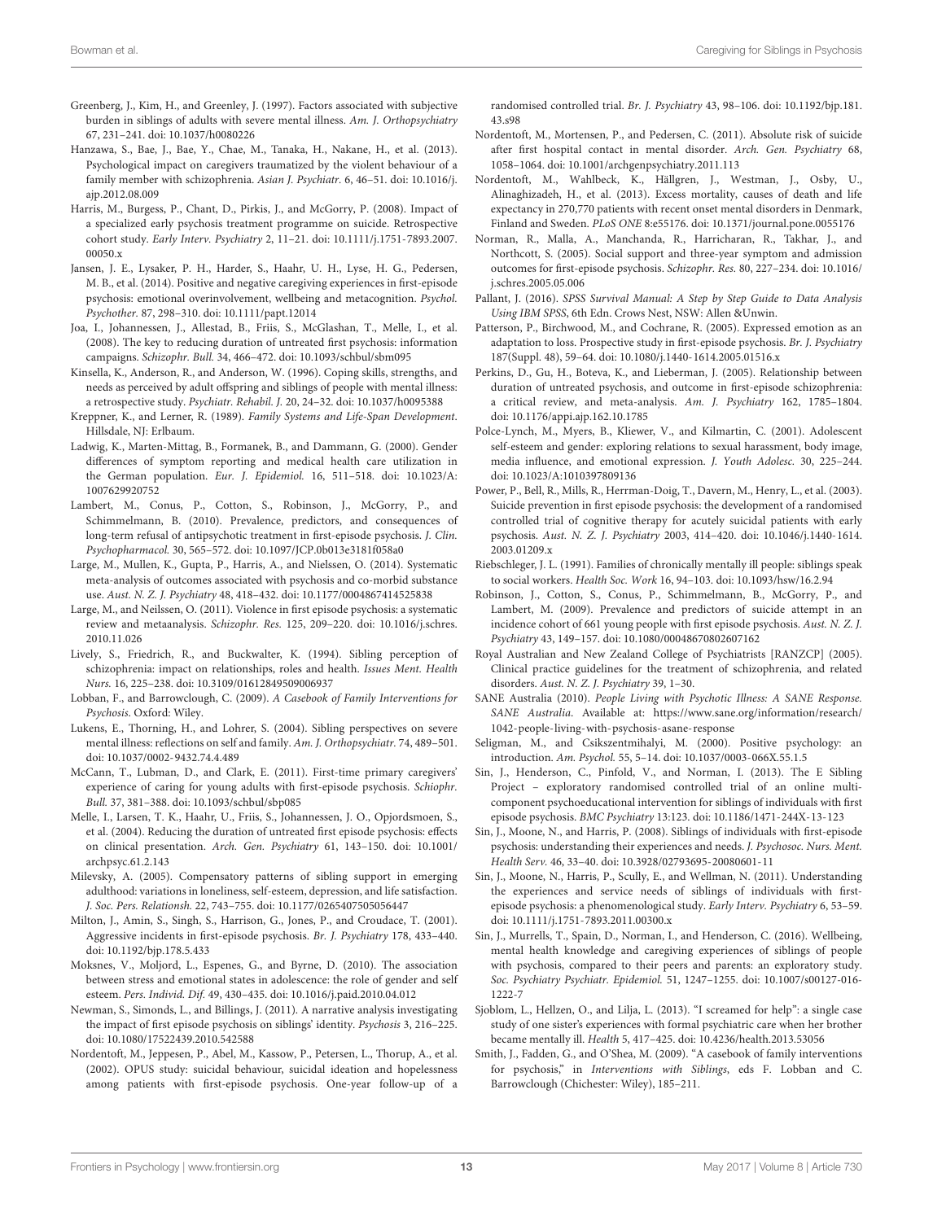Greenberg, J., Kim, H., and Greenley, J. (1997). Factors associated with subjective burden in siblings of adults with severe mental illness. *Am. J. Orthopsychiatry* 67, 231–241. doi: 10.1037/h0080226

Hanzawa, S., Bae, J., Bae, Y., Chae, M., Tanaka, H., Nakane, H., et al. (2013). Psychological impact on caregivers traumatized by the violent behaviour of a family member with schizophrenia. *Asian J. Psychiatr.* 6, 46–51. doi: 10.1016/j.ajp.2012.08.009

Harris, M., Burgess, P., Chant, D., Pirkis, J., and McGorry, P. (2008). Impact of a specialized early psychosis treatment programme on suicide. Retrospective cohort study. *Early Interv. Psychiatry* 2, 11–21. doi: 10.1111/j.1751-7893.2007.00050.x

Jansen, J. E., Lysaker, P. H., Harder, S., Haahr, U. H., Lyse, H. G., Pedersen, M. B., et al. (2014). Positive and negative caregiving experiences in first-episode psychosis: emotional overinvolvement, wellbeing and metacognition. *Psychol. Psychother.* 87, 298–310. doi: 10.1111/papt.12014

Joa, I., Johannessen, J., Allestad, B., Friis, S., McGlashan, T., Melle, I., et al. (2008). The key to reducing duration of untreated first psychosis: information campaigns. *Schizophr. Bull.* 34, 466–472. doi: 10.1093/schbul/sbm095

Kinsella, K., Anderson, R., and Anderson, W. (1996). Coping skills, strengths, and needs as perceived by adult offspring and siblings of people with mental illness: a retrospective study. *Psychiatr. Rehabil. J.* 20, 24–32. doi: 10.1037/h0095388

Kreppner, K., and Lerner, R. (1989). *Family Systems and Life-Span Development*. Hillsdale, NJ: Erlbaum.

Ladwig, K., Marten-Mittag, B., Formanek, B., and Dammann, G. (2000). Gender differences of symptom reporting and medical health care utilization in the German population. *Eur. J. Epidemiol.* 16, 511–518. doi: 10.1023/A:1007629920752

Lambert, M., Conus, P., Cotton, S., Robinson, J., McGorry, P., and Schimmelmann, B. (2010). Prevalence, predictors, and consequences of long-term refusal of antipsychotic treatment in first-episode psychosis. *J. Clin. Psychopharmacol.* 30, 565–572. doi: 10.1097/JCP.0b013e3181f058a0

Large, M., Mullen, K., Gupta, P., Harris, A., and Nielssen, O. (2014). Systematic meta-analysis of outcomes associated with psychosis and co-morbid substance use. *Aust. N. Z. J. Psychiatry* 48, 418–432. doi: 10.1177/0004867414525838

Large, M., and Neilssen, O. (2011). Violence in first episode psychosis: a systematic review and metaanalysis. *Schizophr. Res.* 125, 209–220. doi: 10.1016/j.schres.2010.11.026

Lively, S., Friedrich, R., and Buckwalter, K. (1994). Sibling perception of schizophrenia: impact on relationships, roles and health. *Issues Ment. Health Nurs.* 16, 225–238. doi: 10.3109/01612849509006937

Lobban, F., and Barrowclough, C. (2009). *A Casebook of Family Interventions for Psychosis*. Oxford: Wiley.

Lukens, E., Thorning, H., and Lohrer, S. (2004). Sibling perspectives on severe mental illness: reflections on self and family. *Am. J. Orthopsychiatr.* 74, 489–501. doi: 10.1037/0002-9432.74.4.489

McCann, T., Lubman, D., and Clark, E. (2011). First-time primary caregivers' experience of caring for young adults with first-episode psychosis. *Schiophr. Bull.* 37, 381–388. doi: 10.1093/schbul/sbp085

Melle, I., Larsen, T. K., Haahr, U., Friis, S., Johannessen, J. O., Opjordsmoen, S., et al. (2004). Reducing the duration of untreated first episode psychosis: effects on clinical presentation. *Arch. Gen. Psychiatry* 61, 143–150. doi: 10.1001/archpsyc.61.2.143

Milevsky, A. (2005). Compensatory patterns of sibling support in emerging adulthood: variations in loneliness, self-esteem, depression, and life satisfaction. *J. Soc. Pers. Relationsh.* 22, 743–755. doi: 10.1177/0265407505056447

Milton, J., Amin, S., Singh, S., Harrison, G., Jones, P., and Croudace, T. (2001). Aggressive incidents in first-episode psychosis. *Br. J. Psychiatry* 178, 433–440. doi: 10.1192/bjp.178.5.433

Moksnes, V., Moljord, L., Espenes, G., and Byrne, D. (2010). The association between stress and emotional states in adolescence: the role of gender and self esteem. *Pers. Individ. Dif.* 49, 430–435. doi: 10.1016/j.paid.2010.04.012

Newman, S., Simonds, L., and Billings, J. (2011). A narrative analysis investigating the impact of first episode psychosis on siblings' identity. *Psychosis* 3, 216–225. doi: 10.1080/17522439.2010.542588

Nordentoft, M., Jeppesen, P., Abel, M., Kassow, P., Petersen, L., Thorup, A., et al. (2002). OPUS study: suicidal behaviour, suicidal ideation and hopelessness among patients with first-episode psychosis. One-year follow-up of a randomised controlled trial. *Br. J. Psychiatry* 43, 98–106. doi: 10.1192/bjp.181.43.s98

Nordentoft, M., Mortensen, P., and Pedersen, C. (2011). Absolute risk of suicide after first hospital contact in mental disorder. *Arch. Gen. Psychiatry* 68, 1058–1064. doi: 10.1001/archgenpsychiatry.2011.113

Nordentoft, M., Wahlbeck, K., Hällgren, J., Westman, J., Osby, U., Alinaghizadeh, H., et al. (2013). Excess mortality, causes of death and life expectancy in 270,770 patients with recent onset mental disorders in Denmark, Finland and Sweden. *PLoS ONE* 8:e55176. doi: 10.1371/journal.pone.0055176

Norman, R., Malla, A., Manchanda, R., Harricharan, R., Takhar, J., and Northcott, S. (2005). Social support and three-year symptom and admission outcomes for first-episode psychosis. *Schizophr. Res.* 80, 227–234. doi: 10.1016/j.schres.2005.05.006

Pallant, J. (2016). *SPSS Survival Manual: A Step by Step Guide to Data Analysis Using IBM SPSS*, 6th Edn. Crows Nest, NSW: Allen &Unwin.

Patterson, P., Birchwood, M., and Cochrane, R. (2005). Expressed emotion as an adaptation to loss. Prospective study in first-episode psychosis. *Br. J. Psychiatry* 187(Suppl. 48), 59–64. doi: 10.1080/j.1440-1614.2005.01516.x

Perkins, D., Gu, H., Boteva, K., and Lieberman, J. (2005). Relationship between duration of untreated psychosis, and outcome in first-episode schizophrenia: a critical review, and meta-analysis. *Am. J. Psychiatry* 162, 1785–1804. doi: 10.1176/appi.ajp.162.10.1785

Polce-Lynch, M., Myers, B., Kliewer, V., and Kilmartin, C. (2001). Adolescent self-esteem and gender: exploring relations to sexual harassment, body image, media influence, and emotional expression. *J. Youth Adolesc.* 30, 225–244. doi: 10.1023/A:1010397809136

Power, P., Bell, R., Mills, R., Herrman-Doig, T., Davern, M., Henry, L., et al. (2003). Suicide prevention in first episode psychosis: the development of a randomised controlled trial of cognitive therapy for acutely suicidal patients with early psychosis. *Aust. N. Z. J. Psychiatry* 2003, 414–420. doi: 10.1046/j.1440-1614.2003.01209.x

Riebschleger, J. L. (1991). Families of chronically mentally ill people: siblings speak to social workers. *Health Soc. Work* 16, 94–103. doi: 10.1093/hsw/16.2.94

Robinson, J., Cotton, S., Conus, P., Schimmelmann, B., McGorry, P., and Lambert, M. (2009). Prevalence and predictors of suicide attempt in an incidence cohort of 661 young people with first episode psychosis. *Aust. N. Z. J. Psychiatry* 43, 149–157. doi: 10.1080/00048670802607162

Royal Australian and New Zealand College of Psychiatrists [RANZCP] (2005). Clinical practice guidelines for the treatment of schizophrenia, and related disorders. *Aust. N. Z. J. Psychiatry* 39, 1–30.

SANE Australia (2010). *People Living with Psychotic Illness: A SANE Response. SANE Australia*. Available at: https://www.sane.org/information/research/1042-people-living-with-psychosis-asane-response

Seligman, M., and Csikszentmihalyi, M. (2000). Positive psychology: an introduction. *Am. Psychol.* 55, 5–14. doi: 10.1037/0003-066X.55.1.5

Sin, J., Henderson, C., Pinfold, V., and Norman, I. (2013). The E Sibling Project – exploratory randomised controlled trial of an online multi-component psychoeducational intervention for siblings of individuals with first episode psychosis. *BMC Psychiatry* 13:123. doi: 10.1186/1471-244X-13-123

Sin, J., Moone, N., and Harris, P. (2008). Siblings of individuals with first-episode psychosis: understanding their experiences and needs. *J. Psychosoc. Nurs. Ment. Health Serv.* 46, 33–40. doi: 10.3928/02793695-20080601-11

Sin, J., Moone, N., Harris, P., Scully, E., and Wellman, N. (2011). Understanding the experiences and service needs of siblings of individuals with first-episode psychosis: a phenomenological study. *Early Interv. Psychiatry* 6, 53–59. doi: 10.1111/j.1751-7893.2011.00300.x

Sin, J., Murrells, T., Spain, D., Norman, I., and Henderson, C. (2016). Wellbeing, mental health knowledge and caregiving experiences of siblings of people with psychosis, compared to their peers and parents: an exploratory study. *Soc. Psychiatry Psychiatr. Epidemiol.* 51, 1247–1255. doi: 10.1007/s00127-016-1222-7

Sjoblom, L., Hellzen, O., and Lilja, L. (2013). "I screamed for help": a single case study of one sister's experiences with formal psychiatric care when her brother became mentally ill. *Health* 5, 417–425. doi: 10.4236/health.2013.53056

Smith, J., Fadden, G., and O'Shea, M. (2009). "A casebook of family interventions for psychosis," in *Interventions with Siblings*, eds F. Lobban and C. Barrowclough (Chichester: Wiley), 185–211.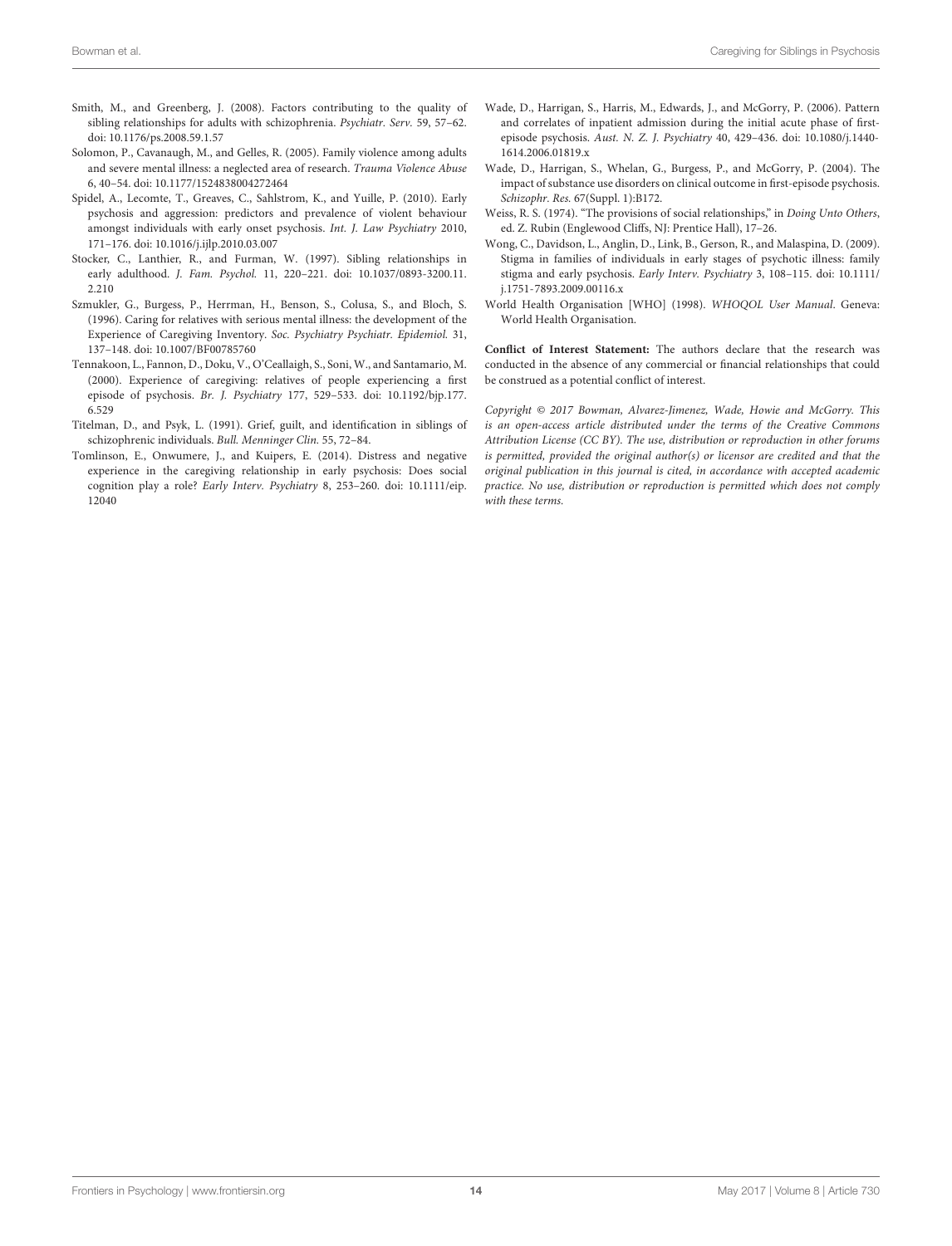Smith, M., and Greenberg, J. (2008). Factors contributing to the quality of sibling relationships for adults with schizophrenia. *Psychiatr. Serv.* 59, 57–62. doi: 10.1176/ps.2008.59.1.57

Solomon, P., Cavanaugh, M., and Gelles, R. (2005). Family violence among adults and severe mental illness: a neglected area of research. *Trauma Violence Abuse* 6, 40–54. doi: 10.1177/1524838004272464

Spidel, A., Lecomte, T., Greaves, C., Sahlstrom, K., and Yuille, P. (2010). Early psychosis and aggression: predictors and prevalence of violent behaviour amongst individuals with early onset psychosis. *Int. J. Law Psychiatry* 2010, 171–176. doi: 10.1016/j.ijlp.2010.03.007

Stocker, C., Lanthier, R., and Furman, W. (1997). Sibling relationships in early adulthood. *J. Fam. Psychol.* 11, 220–221. doi: 10.1037/0893-3200.11.2.210

Szmukler, G., Burgess, P., Herrman, H., Benson, S., Colusa, S., and Bloch, S. (1996). Caring for relatives with serious mental illness: the development of the Experience of Caregiving Inventory. *Soc. Psychiatry Psychiatr. Epidemiol.* 31, 137–148. doi: 10.1007/BF00785760

Tennakoon, L., Fannon, D., Doku, V., O'Ceallaigh, S., Soni, W., and Santamario, M. (2000). Experience of caregiving: relatives of people experiencing a first episode of psychosis. *Br. J. Psychiatry* 177, 529–533. doi: 10.1192/bjp.177.6.529

Titelman, D., and Psyk, L. (1991). Grief, guilt, and identification in siblings of schizophrenic individuals. *Bull. Menninger Clin.* 55, 72–84.

Tomlinson, E., Onwumere, J., and Kuipers, E. (2014). Distress and negative experience in the caregiving relationship in early psychosis: Does social cognition play a role? *Early Interv. Psychiatry* 8, 253–260. doi: 10.1111/eip.12040

Wade, D., Harrigan, S., Harris, M., Edwards, J., and McGorry, P. (2006). Pattern and correlates of inpatient admission during the initial acute phase of first-episode psychosis. *Aust. N. Z. J. Psychiatry* 40, 429–436. doi: 10.1080/j.1440-1614.2006.01819.x

Wade, D., Harrigan, S., Whelan, G., Burgess, P., and McGorry, P. (2004). The impact of substance use disorders on clinical outcome in first-episode psychosis. *Schizophr. Res.* 67(Suppl. 1):B172.

Weiss, R. S. (1974). "The provisions of social relationships," in *Doing Unto Others*, ed. Z. Rubin (Englewood Cliffs, NJ: Prentice Hall), 17–26.

Wong, C., Davidson, L., Anglin, D., Link, B., Gerson, R., and Malaspina, D. (2009). Stigma in families of individuals in early stages of psychotic illness: family stigma and early psychosis. *Early Interv. Psychiatry* 3, 108–115. doi: 10.1111/j.1751-7893.2009.00116.x

World Health Organisation [WHO] (1998). *WHOQOL User Manual*. Geneva: World Health Organisation.

**Conflict of Interest Statement:** The authors declare that the research was conducted in the absence of any commercial or financial relationships that could be construed as a potential conflict of interest.

*Copyright © 2017 Bowman, Alvarez-Jimenez, Wade, Howie and McGorry. This is an open-access article distributed under the terms of the Creative Commons Attribution License (CC BY). The use, distribution or reproduction in other forums is permitted, provided the original author(s) or licensor are credited and that the original publication in this journal is cited, in accordance with accepted academic practice. No use, distribution or reproduction is permitted which does not comply with these terms.*